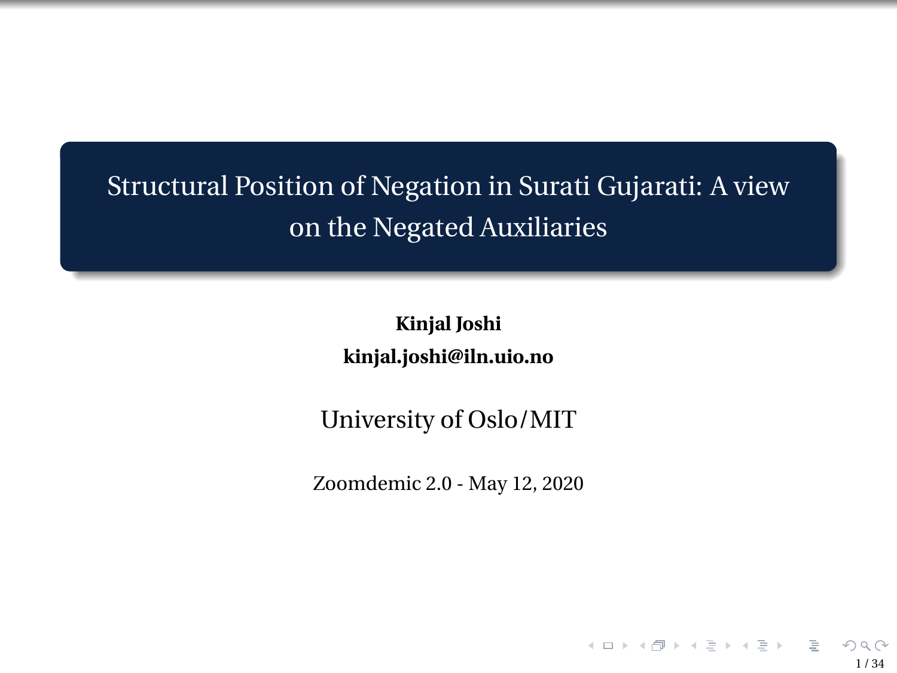# Structural Position of Negation in Surati Gujarati: A view on the Negated Auxiliaries

**Kinjal Joshi**

**kinjal.joshi@iln.uio.no**

University of Oslo/MIT

Zoomdemic 2.0 - May 12, 2020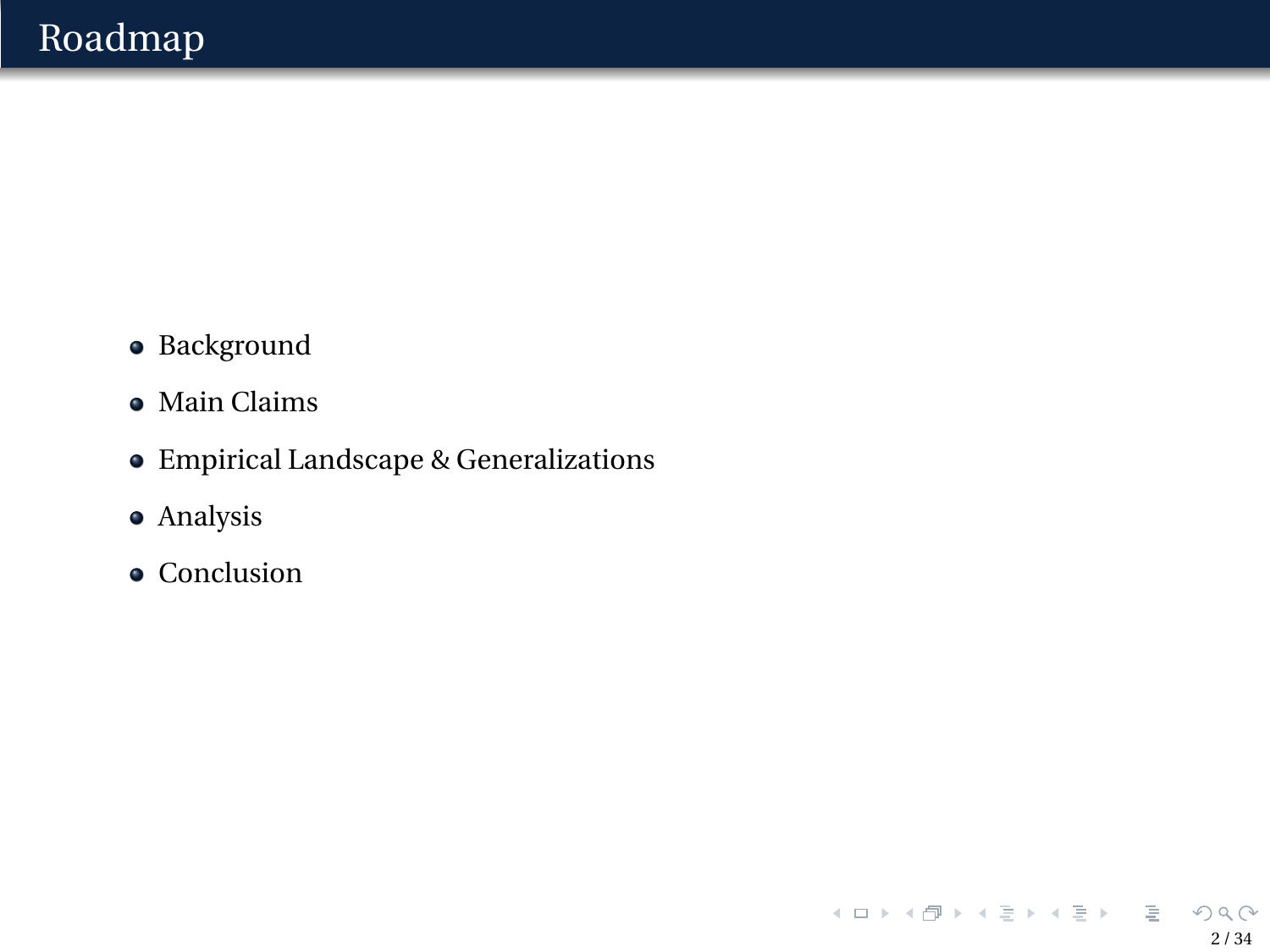# Roadmap

- Background
- Main Claims
- Empirical Landscape & Generalizations
- Analysis
- Conclusion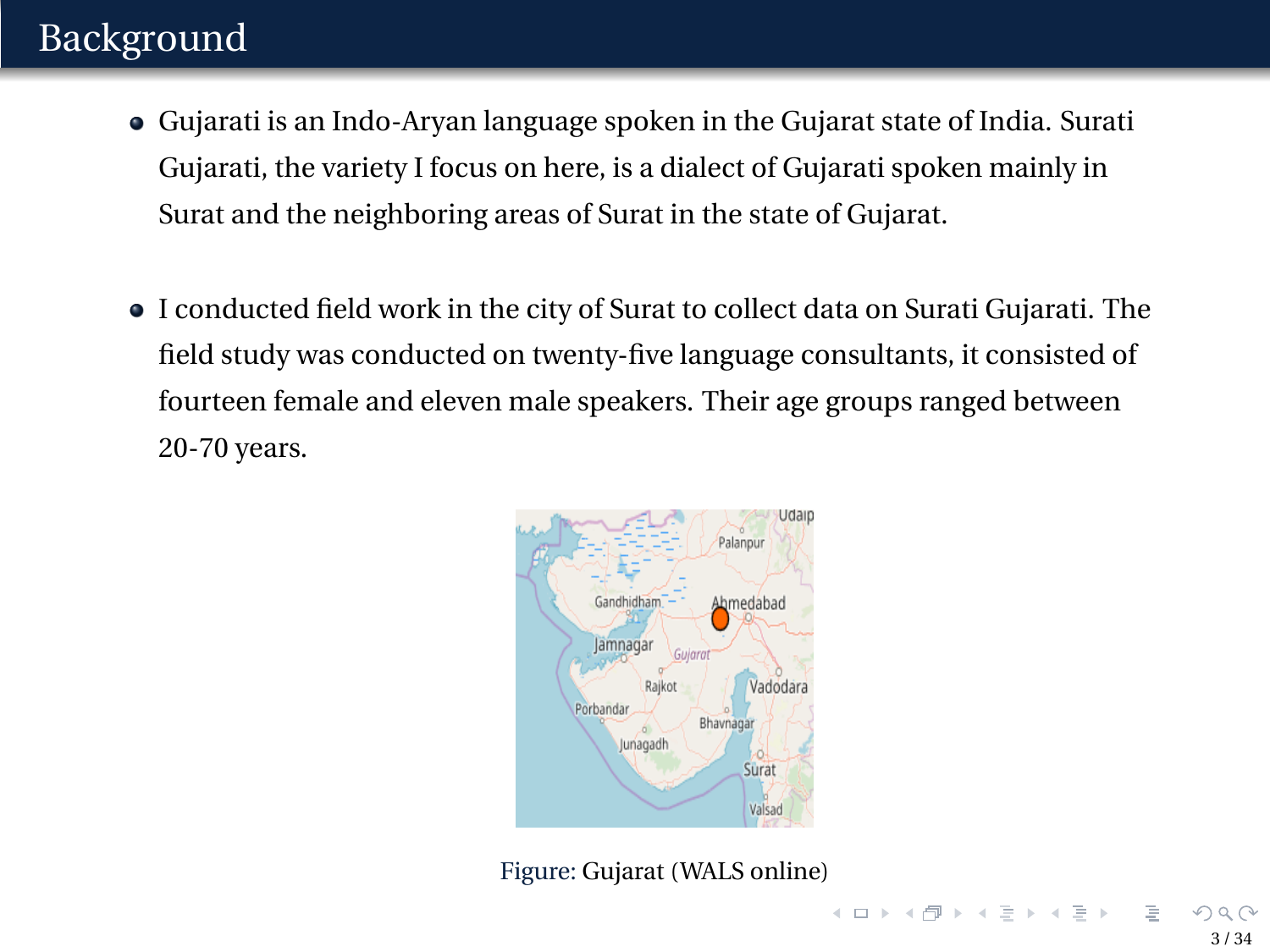# Background

- Gujarati is an Indo-Aryan language spoken in the Gujarat state of India. Surati Gujarati, the variety I focus on here, is a dialect of Gujarati spoken mainly in Surat and the neighboring areas of Surat in the state of Gujarat.

- I conducted field work in the city of Surat to collect data on Surati Gujarati. The field study was conducted on twenty-five language consultants, it consisted of fourteen female and eleven male speakers. Their age groups ranged between 20-70 years.

Figure: Gujarat (WALS online)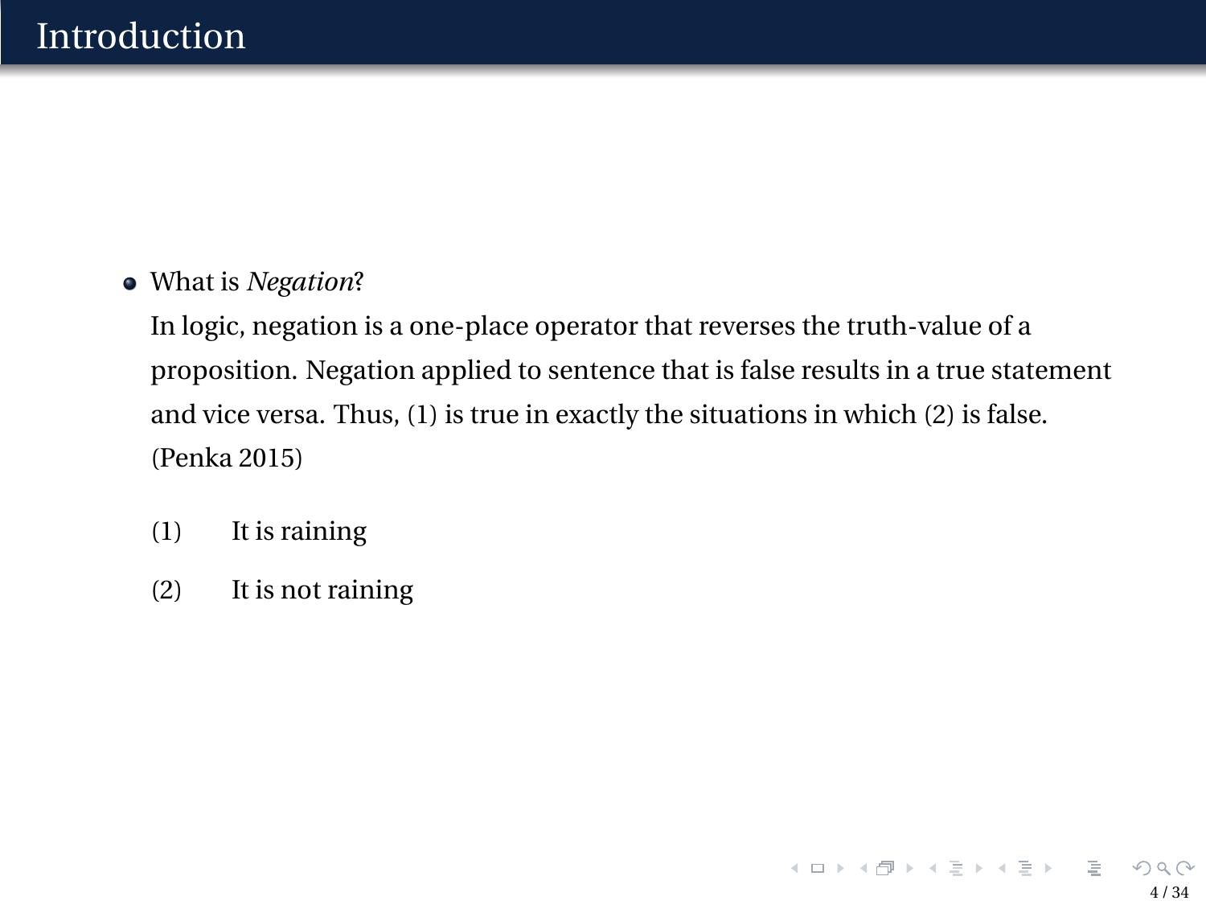# Introduction

- What is *Negation*?

  In logic, negation is a one-place operator that reverses the truth-value of a proposition. Negation applied to sentence that is false results in a true statement and vice versa. Thus, (1) is true in exactly the situations in which (2) is false. (Penka 2015)

  (1) It is raining

  (2) It is not raining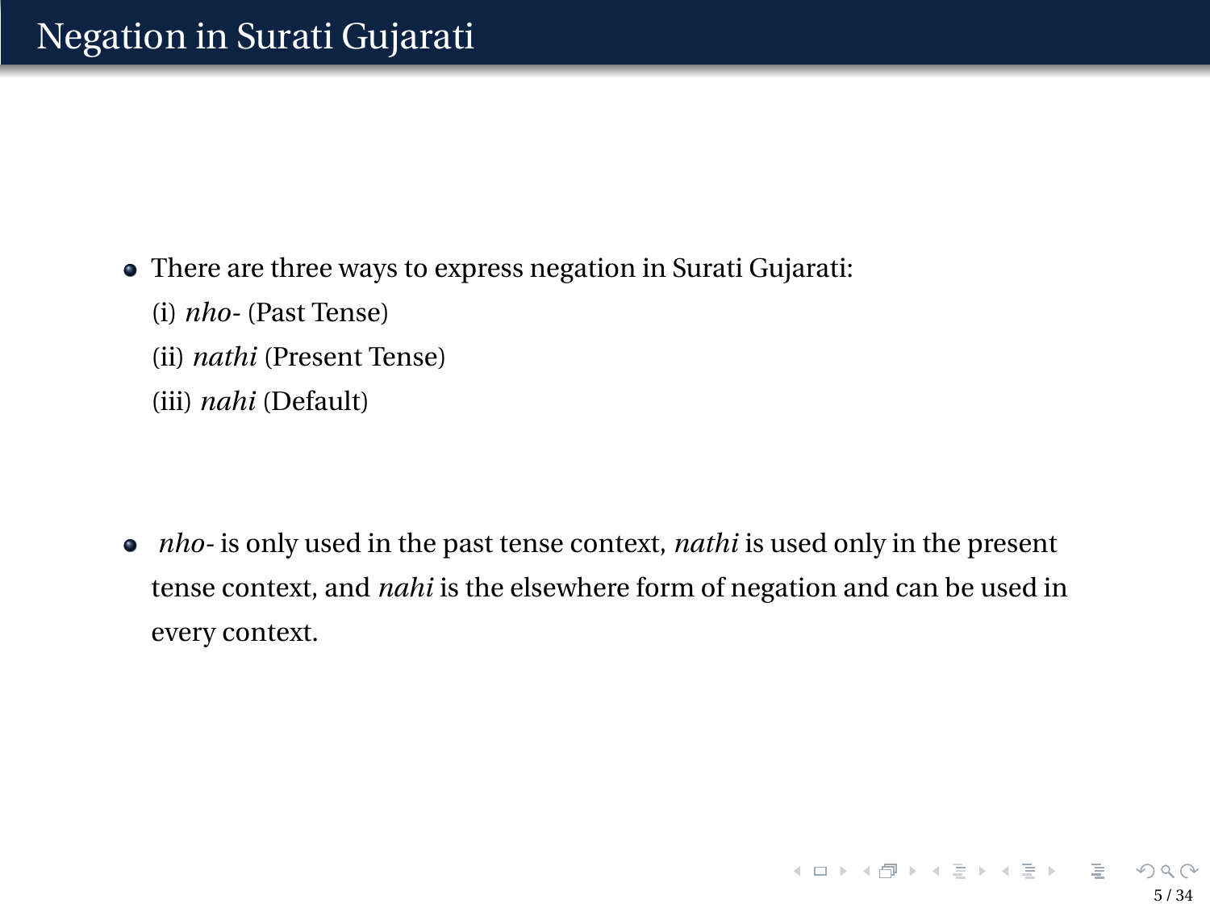# Negation in Surati Gujarati

- There are three ways to express negation in Surati Gujarati:

  (i) *nho-* (Past Tense)

  (ii) *nathi* (Present Tense)

  (iii) *nahi* (Default)

- *nho-* is only used in the past tense context, *nathi* is used only in the present tense context, and *nahi* is the elsewhere form of negation and can be used in every context.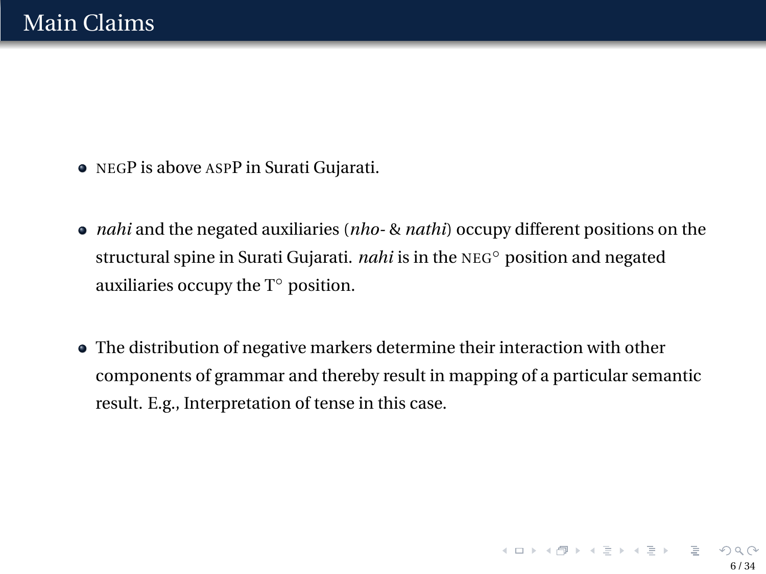# Main Claims

- NEGP is above ASPP in Surati Gujarati.
- *nahi* and the negated auxiliaries (*nho-* & *nathi*) occupy different positions on the structural spine in Surati Gujarati. *nahi* is in the NEG° position and negated auxiliaries occupy the T° position.
- The distribution of negative markers determine their interaction with other components of grammar and thereby result in mapping of a particular semantic result. E.g., Interpretation of tense in this case.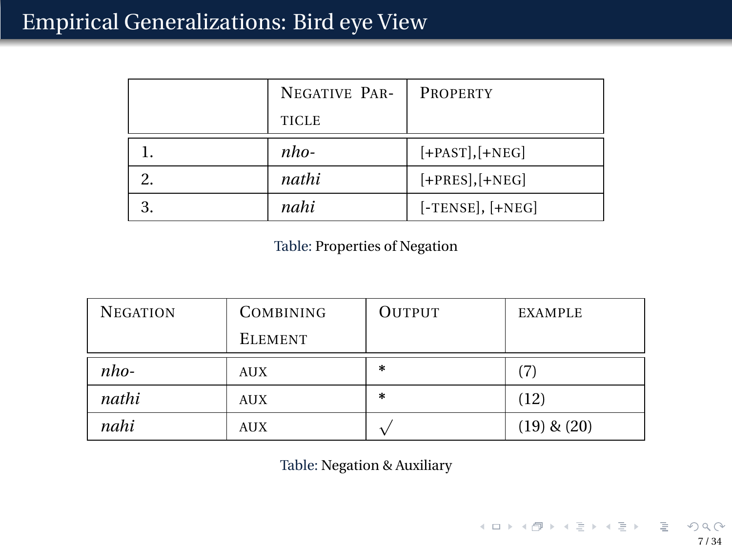# Empirical Generalizations: Bird eye View

| | NEGATIVE PARTICLE | PROPERTY |
|---|---|---|
| 1. | *nho-* | [+PAST],[+NEG] |
| 2. | *nathi* | [+PRES],[+NEG] |
| 3. | *nahi* | [-TENSE], [+NEG] |

Table: Properties of Negation

| NEGATION | COMBINING ELEMENT | OUTPUT | EXAMPLE |
|---|---|---|---|
| *nho-* | AUX | * | (7) |
| *nathi* | AUX | * | (12) |
| *nahi* | AUX | √ | (19) & (20) |

Table: Negation & Auxiliary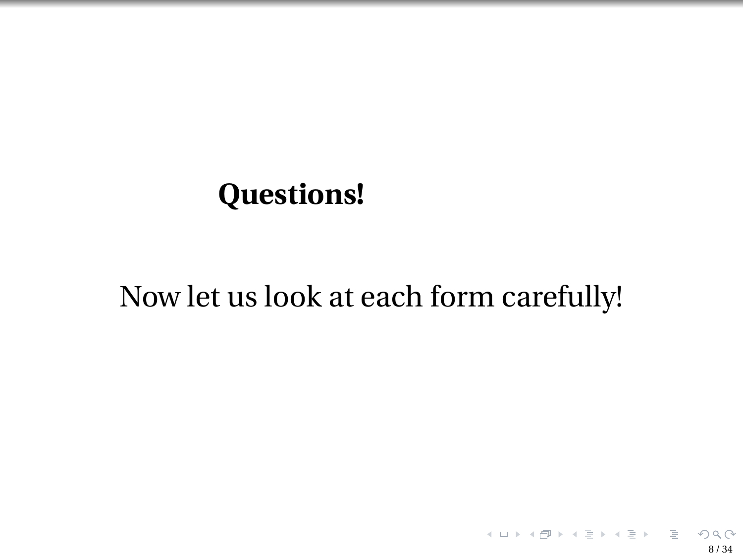**Questions!**

Now let us look at each form carefully!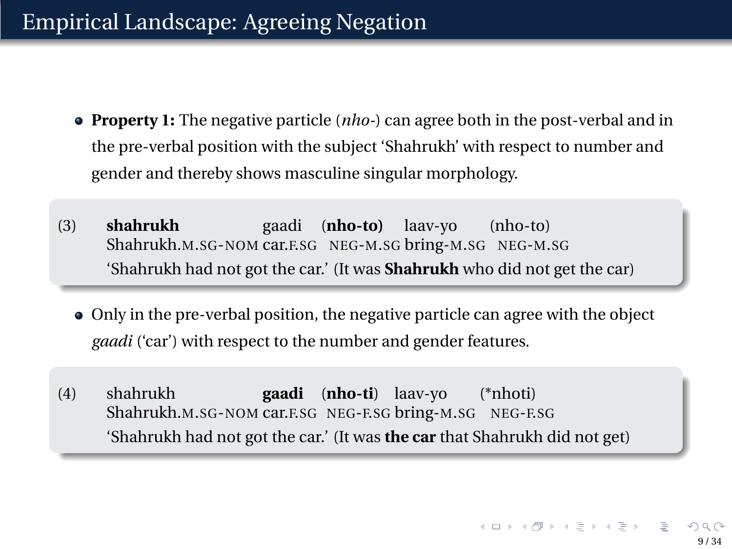# Empirical Landscape: Agreeing Negation

- **Property 1:** The negative particle (*nho*-) can agree both in the post-verbal and in the pre-verbal position with the subject 'Shahrukh' with respect to number and gender and thereby shows masculine singular morphology.

(3)

| **shahrukh** | gaadi | (**nho-to)** | laav-yo | (nho-to) |
|---|---|---|---|---|
| Shahrukh.M.SG-NOM | car.F.SG | NEG-M.SG | bring-M.SG | NEG-M.SG |

'Shahrukh had not got the car.' (It was **Shahrukh** who did not get the car)

- Only in the pre-verbal position, the negative particle can agree with the object *gaadi* ('car') with respect to the number and gender features.

(4)

| shahrukh | **gaadi** | (**nho-ti**) | laav-yo | (*nhoti) |
|---|---|---|---|---|
| Shahrukh.M.SG-NOM | car.F.SG | NEG-F.SG | bring-M.SG | NEG-F.SG |

'Shahrukh had not got the car.' (It was **the car** that Shahrukh did not get)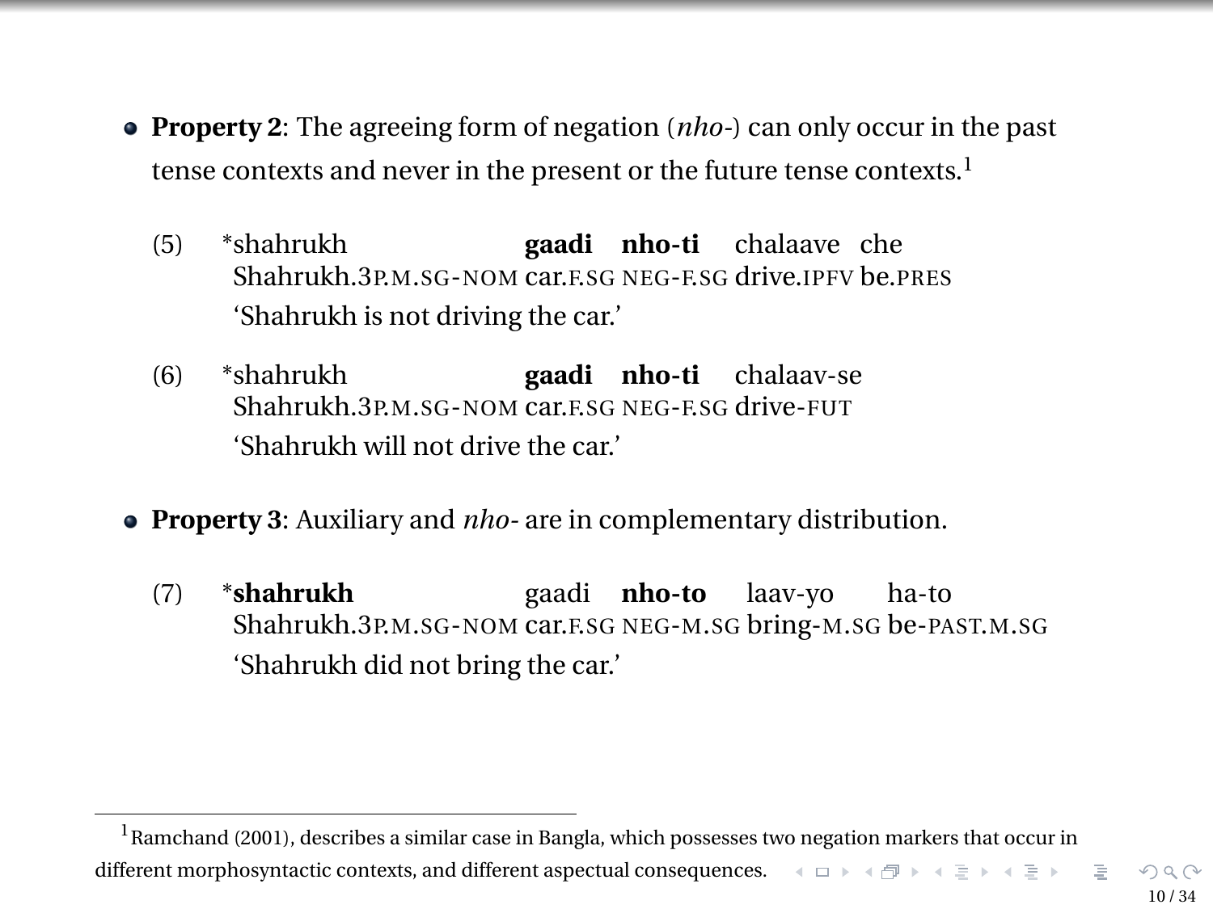- **Property 2**: The agreeing form of negation (*nho*-) can only occur in the past tense contexts and never in the present or the future tense contexts.[1]

(5) *shahrukh **gaadi** **nho-ti** chalaave che
Shahrukh.3P.M.SG-NOM car.F.SG NEG-F.SG drive.IPFV be.PRES
'Shahrukh is not driving the car.'

(6) *shahrukh **gaadi** **nho-ti** chalaav-se
Shahrukh.3P.M.SG-NOM car.F.SG NEG-F.SG drive-FUT
'Shahrukh will not drive the car.'

- **Property 3**: Auxiliary and *nho*- are in complementary distribution.

(7) ***shahrukh** gaadi **nho-to** laav-yo ha-to
Shahrukh.3P.M.SG-NOM car.F.SG NEG-M.SG bring-M.SG be-PAST.M.SG
'Shahrukh did not bring the car.'

[1] Ramchand (2001), describes a similar case in Bangla, which possesses two negation markers that occur in different morphosyntactic contexts, and different aspectual consequences.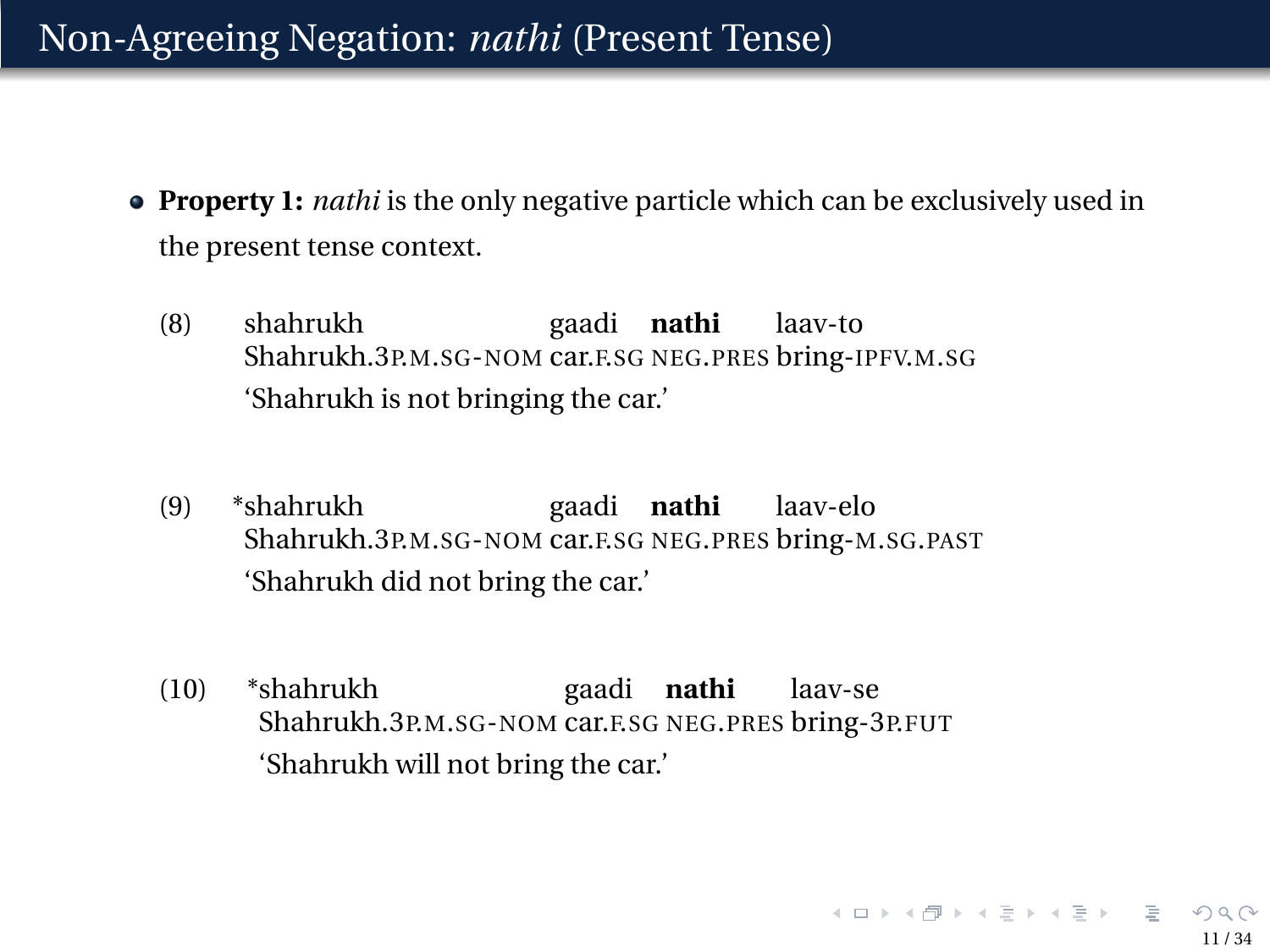# Non-Agreeing Negation: *nathi* (Present Tense)

- **Property 1:** *nathi* is the only negative particle which can be exclusively used in the present tense context.

(8) shahrukh gaadi **nathi** laav-to
Shahrukh.3P.M.SG-NOM car.F.SG NEG.PRES bring-IPFV.M.SG
'Shahrukh is not bringing the car.'

(9) *shahrukh gaadi **nathi** laav-elo
Shahrukh.3P.M.SG-NOM car.F.SG NEG.PRES bring-M.SG.PAST
'Shahrukh did not bring the car.'

(10) *shahrukh gaadi **nathi** laav-se
Shahrukh.3P.M.SG-NOM car.F.SG NEG.PRES bring-3P.FUT
'Shahrukh will not bring the car.'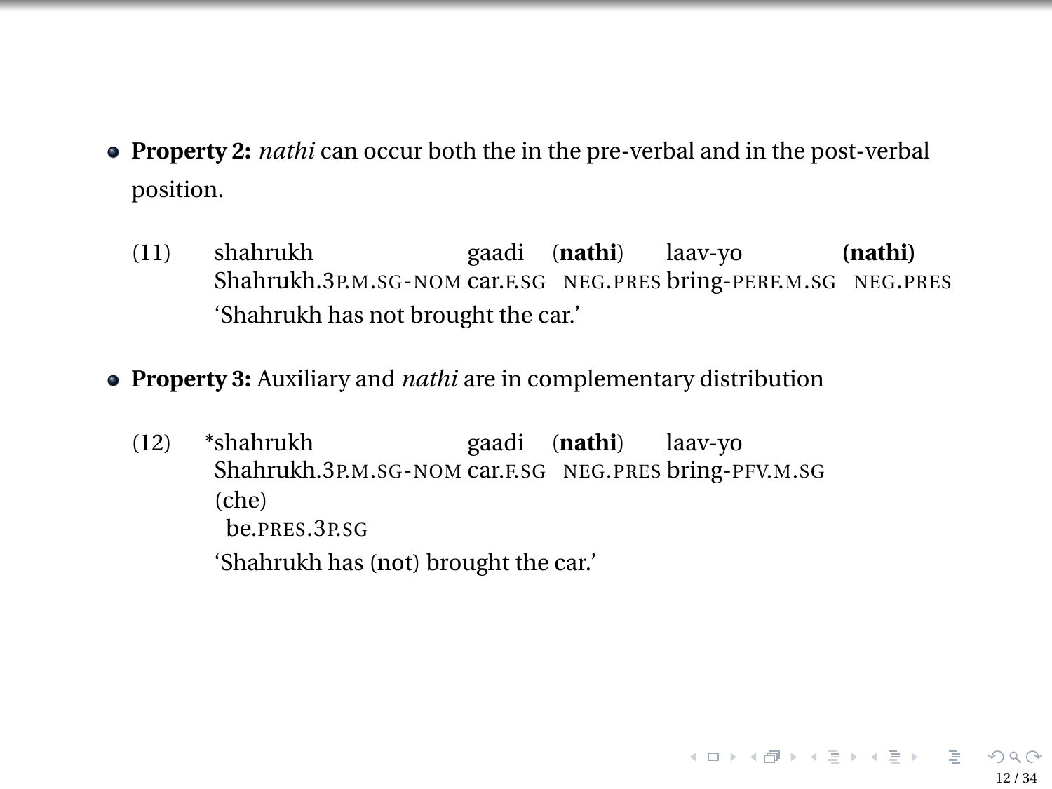- **Property 2:** *nathi* can occur both the in the pre-verbal and in the post-verbal position.

(11)

| shahrukh | gaadi | (**nathi**) | laav-yo | **(nathi)** |
|---|---|---|---|---|
| Shahrukh.3P.M.SG-NOM | car.F.SG | NEG.PRES | bring-PERF.M.SG | NEG.PRES |

'Shahrukh has not brought the car.'

- **Property 3:** Auxiliary and *nathi* are in complementary distribution

(12)

| *shahrukh | gaadi | (**nathi**) | laav-yo | (che) |
|---|---|---|---|---|
| Shahrukh.3P.M.SG-NOM | car.F.SG | NEG.PRES | bring-PFV.M.SG | be.PRES.3P.SG |

'Shahrukh has (not) brought the car.'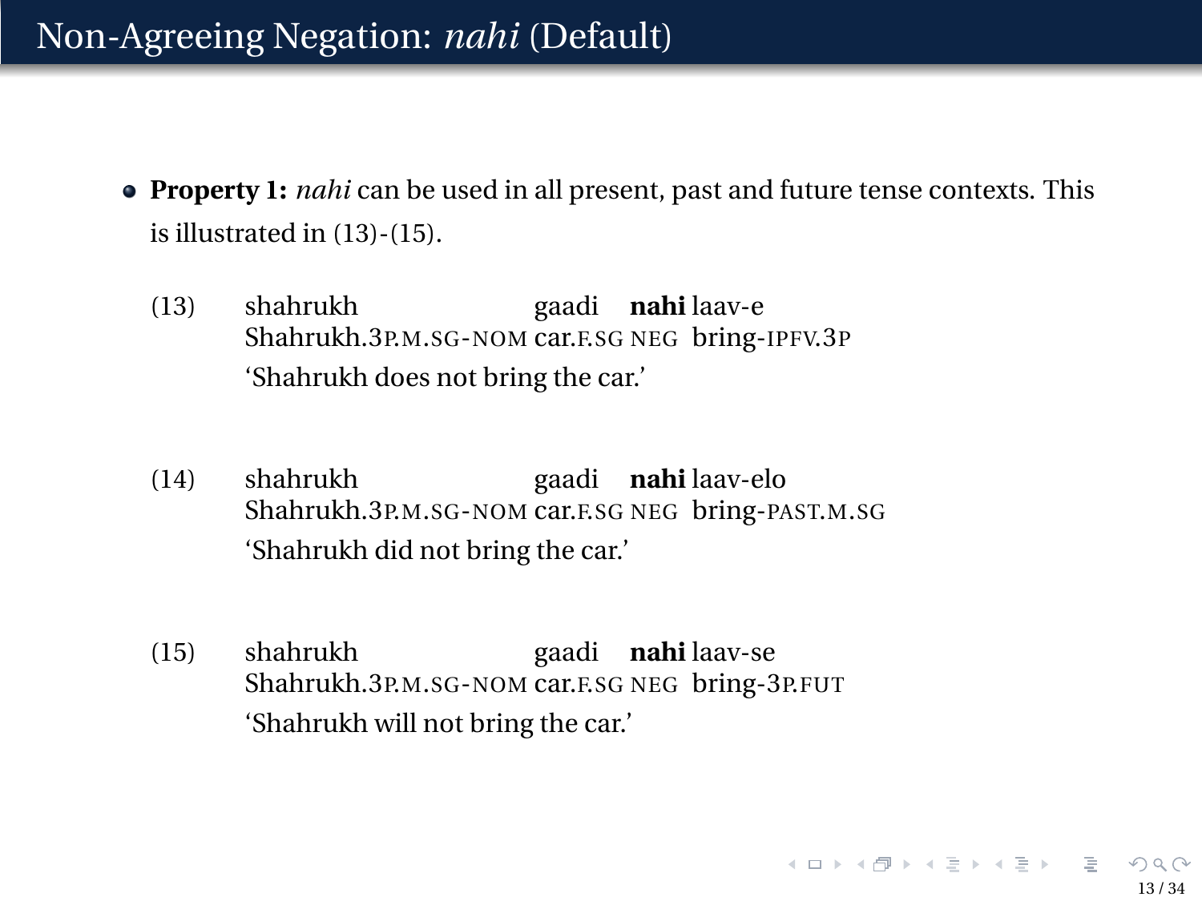# Non-Agreeing Negation: *nahi* (Default)

- **Property 1:** *nahi* can be used in all present, past and future tense contexts. This is illustrated in (13)-(15).

(13)

| shahrukh | gaadi | **nahi** | laav-e |
|---|---|---|---|
| Shahrukh.3P.M.SG-NOM | car.F.SG | NEG | bring-IPFV.3P |

'Shahrukh does not bring the car.'

(14)

| shahrukh | gaadi | **nahi** | laav-elo |
|---|---|---|---|
| Shahrukh.3P.M.SG-NOM | car.F.SG | NEG | bring-PAST.M.SG |

'Shahrukh did not bring the car.'

(15)

| shahrukh | gaadi | **nahi** | laav-se |
|---|---|---|---|
| Shahrukh.3P.M.SG-NOM | car.F.SG | NEG | bring-3P.FUT |

'Shahrukh will not bring the car.'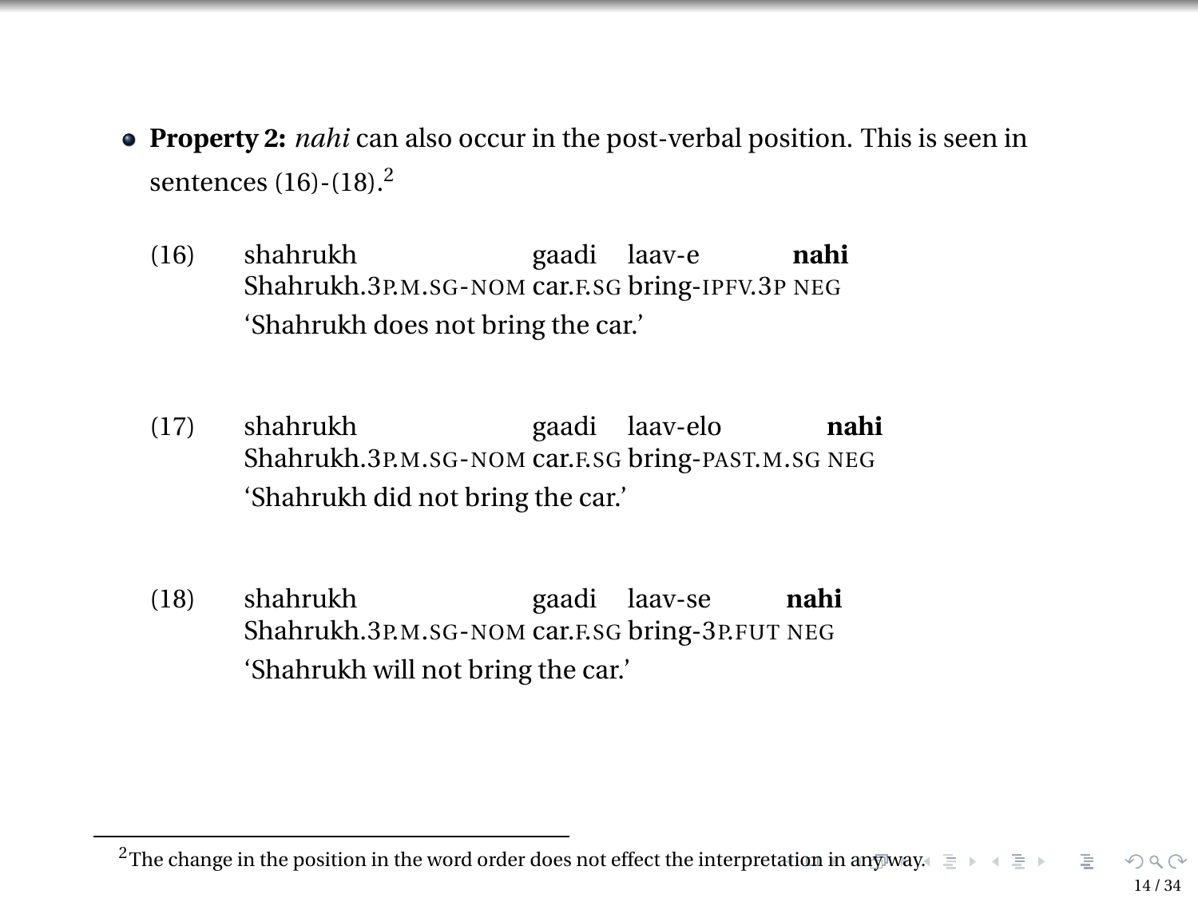- **Property 2:** *nahi* can also occur in the post-verbal position. This is seen in sentences (16)-(18).[2]

(16)

| shahrukh | gaadi | laav-e | **nahi** |
|---|---|---|---|
| Shahrukh.3P.M.SG-NOM | car.F.SG | bring-IPFV.3P | NEG |

'Shahrukh does not bring the car.'

(17)

| shahrukh | gaadi | laav-elo | **nahi** |
|---|---|---|---|
| Shahrukh.3P.M.SG-NOM | car.F.SG | bring-PAST.M.SG | NEG |

'Shahrukh did not bring the car.'

(18)

| shahrukh | gaadi | laav-se | **nahi** |
|---|---|---|---|
| Shahrukh.3P.M.SG-NOM | car.F.SG | bring-3P.FUT | NEG |

'Shahrukh will not bring the car.'

---

[2] The change in the position in the word order does not effect the interpretation in any way.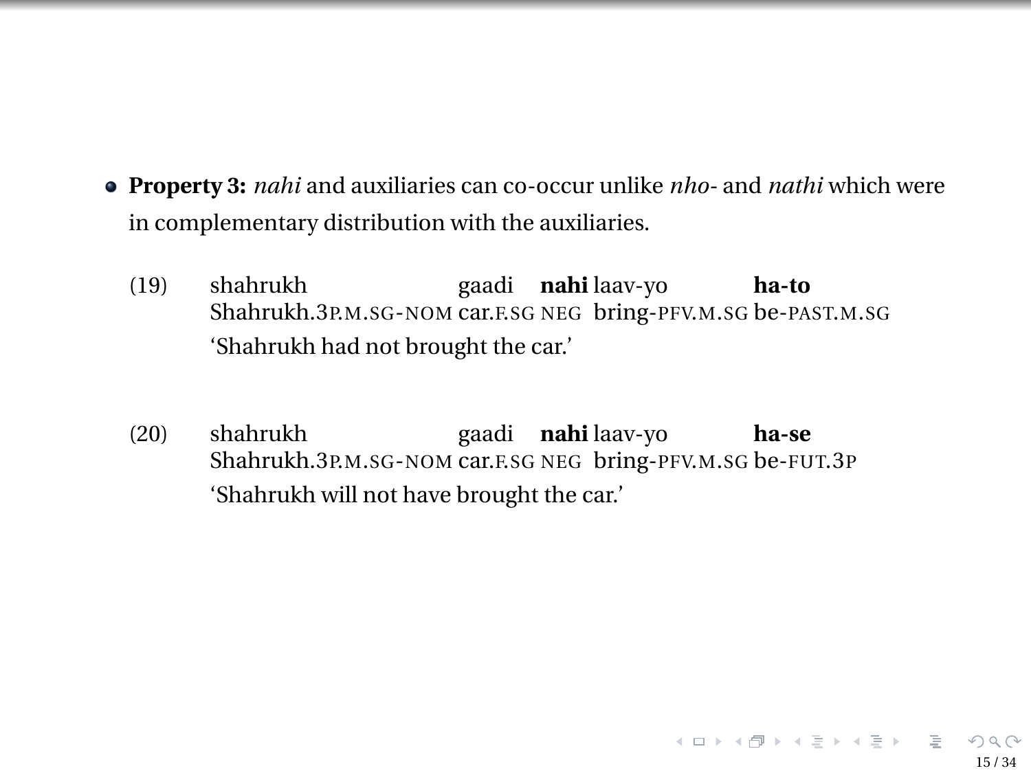- **Property 3:** *nahi* and auxiliaries can co-occur unlike *nho-* and *nathi* which were in complementary distribution with the auxiliaries.

(19)

| shahrukh | gaadi | **nahi** | laav-yo | **ha-to** |
|---|---|---|---|---|
| Shahrukh.3P.M.SG-NOM | car.F.SG | NEG | bring-PFV.M.SG | be-PAST.M.SG |

'Shahrukh had not brought the car.'

(20)

| shahrukh | gaadi | **nahi** | laav-yo | **ha-se** |
|---|---|---|---|---|
| Shahrukh.3P.M.SG-NOM | car.F.SG | NEG | bring-PFV.M.SG | be-FUT.3P |

'Shahrukh will not have brought the car.'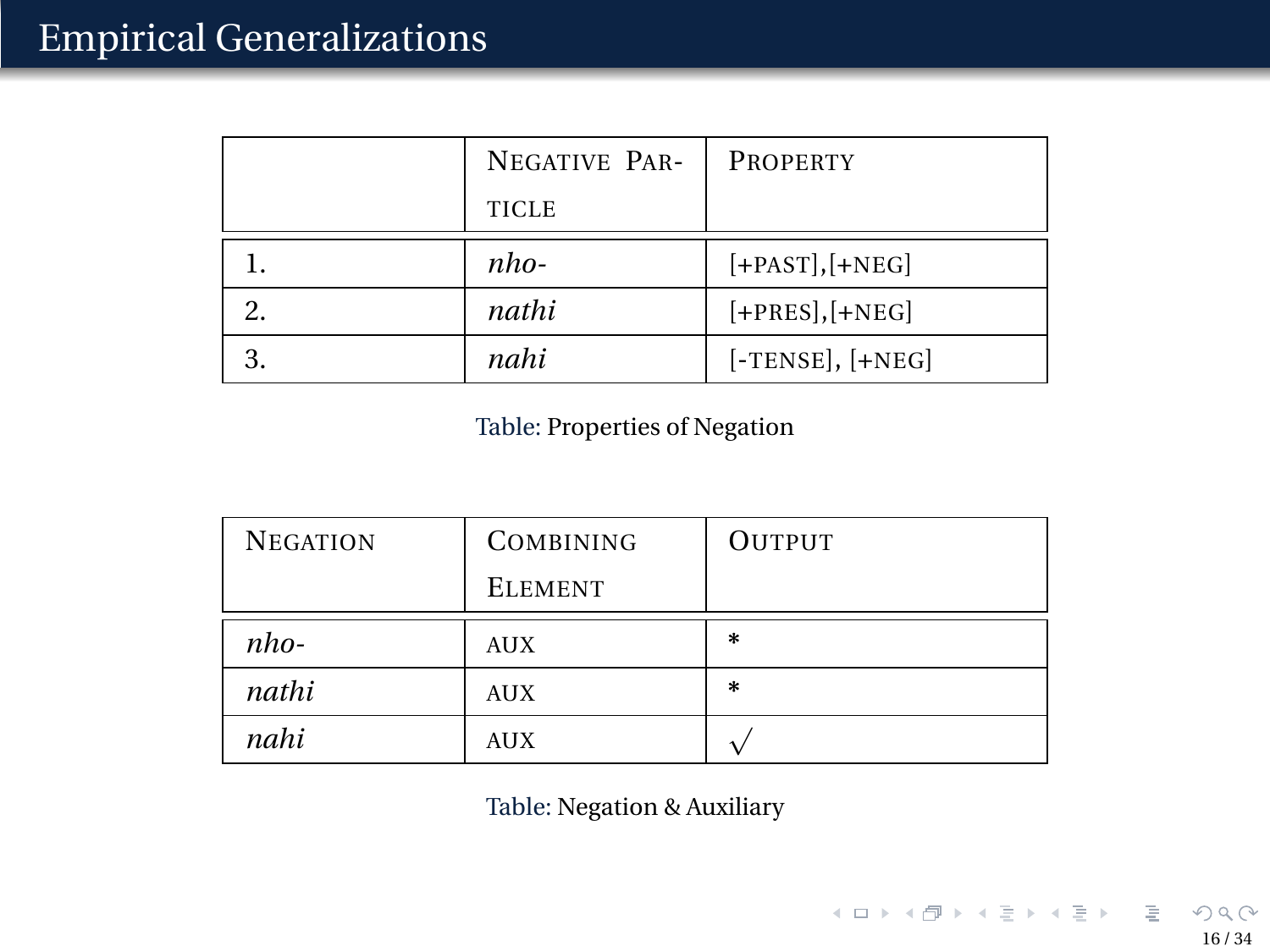# Empirical Generalizations

| | NEGATIVE PARTICLE | PROPERTY |
|---|---|---|
| 1. | *nho-* | [+PAST],[+NEG] |
| 2. | *nathi* | [+PRES],[+NEG] |
| 3. | *nahi* | [-TENSE], [+NEG] |

Table: Properties of Negation

| NEGATION | COMBINING ELEMENT | OUTPUT |
|---|---|---|
| *nho-* | AUX | * |
| *nathi* | AUX | * |
| *nahi* | AUX | √ |

Table: Negation & Auxiliary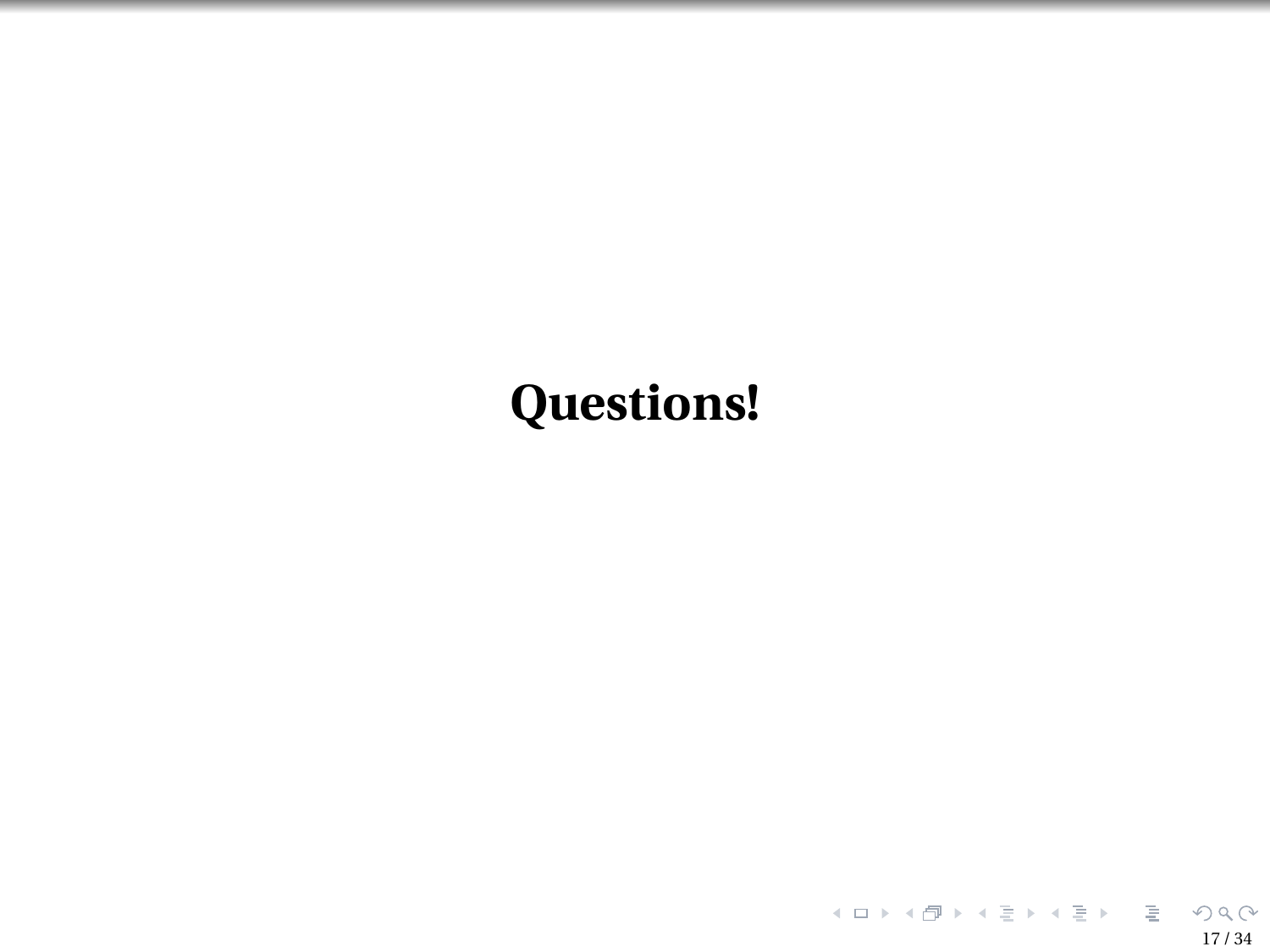**Questions!**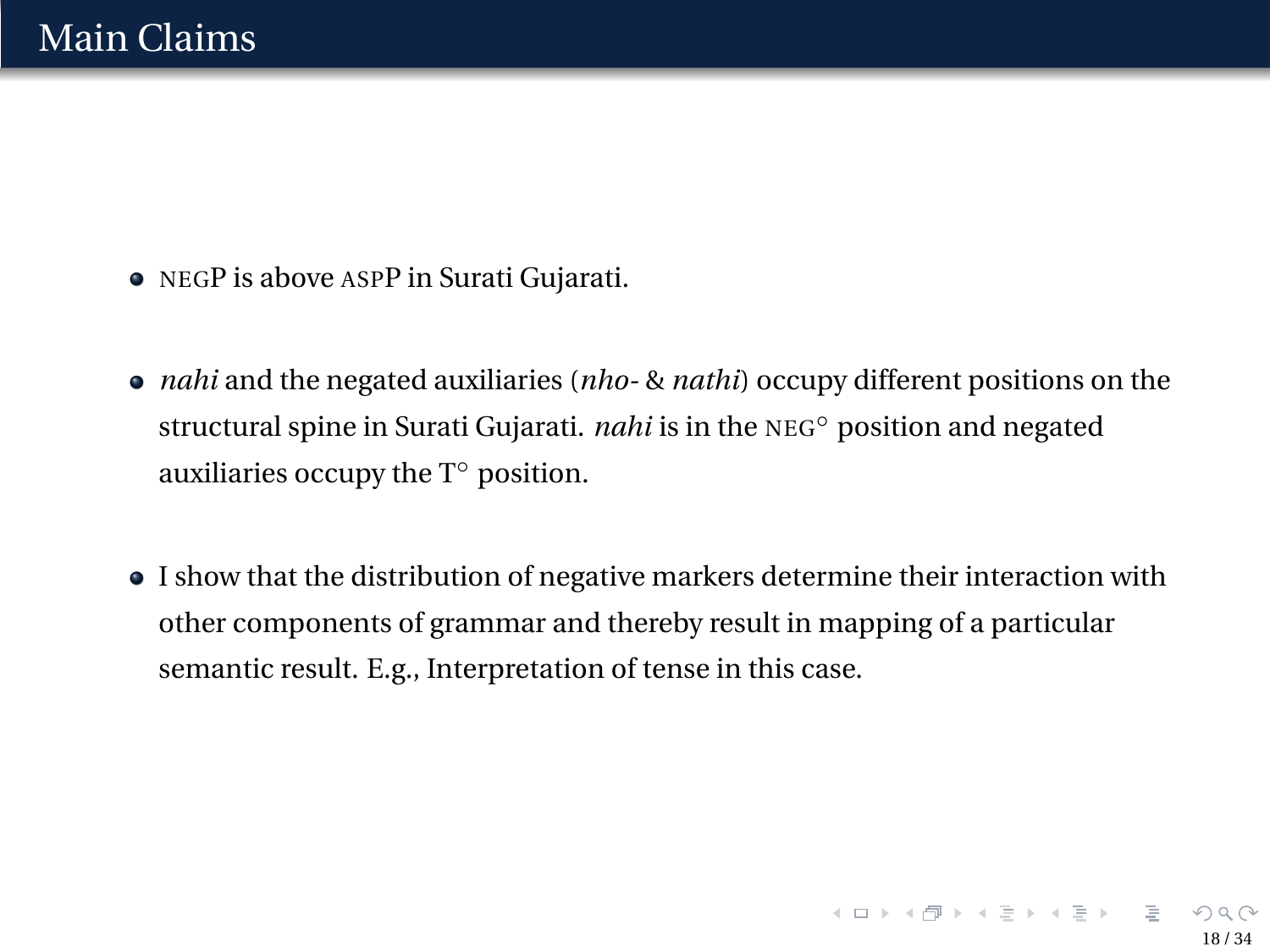# Main Claims

- NEGP is above ASPP in Surati Gujarati.

- *nahi* and the negated auxiliaries (*nho-* & *nathi*) occupy different positions on the structural spine in Surati Gujarati. *nahi* is in the NEG° position and negated auxiliaries occupy the T° position.

- I show that the distribution of negative markers determine their interaction with other components of grammar and thereby result in mapping of a particular semantic result. E.g., Interpretation of tense in this case.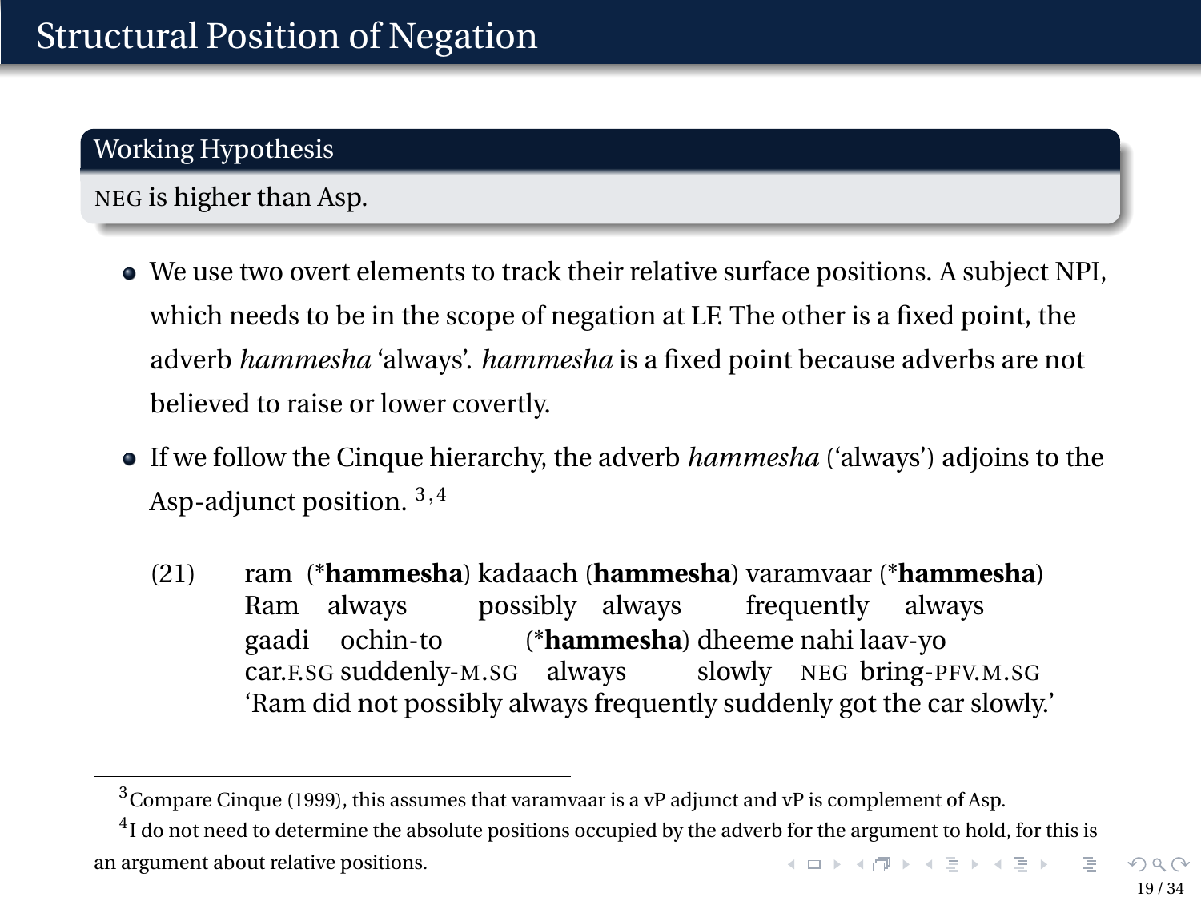# Structural Position of Negation

**Working Hypothesis**

NEG is higher than Asp.

- We use two overt elements to track their relative surface positions. A subject NPI, which needs to be in the scope of negation at LF. The other is a fixed point, the adverb *hammesha* 'always'. *hammesha* is a fixed point because adverbs are not believed to raise or lower covertly.
- If we follow the Cinque hierarchy, the adverb *hammesha* ('always') adjoins to the Asp-adjunct position. [3,4]

(21) ram (\***hammesha**) kadaach (**hammesha**) varamvaar (\***hammesha**)
Ram always possibly always frequently always
gaadi ochin-to (\***hammesha**) dheeme nahi laav-yo
car.F.SG suddenly-M.SG always slowly NEG bring-PFV.M.SG
'Ram did not possibly always frequently suddenly got the car slowly.'

---

[3] Compare Cinque (1999), this assumes that varamvaar is a vP adjunct and vP is complement of Asp.

[4] I do not need to determine the absolute positions occupied by the adverb for the argument to hold, for this is an argument about relative positions.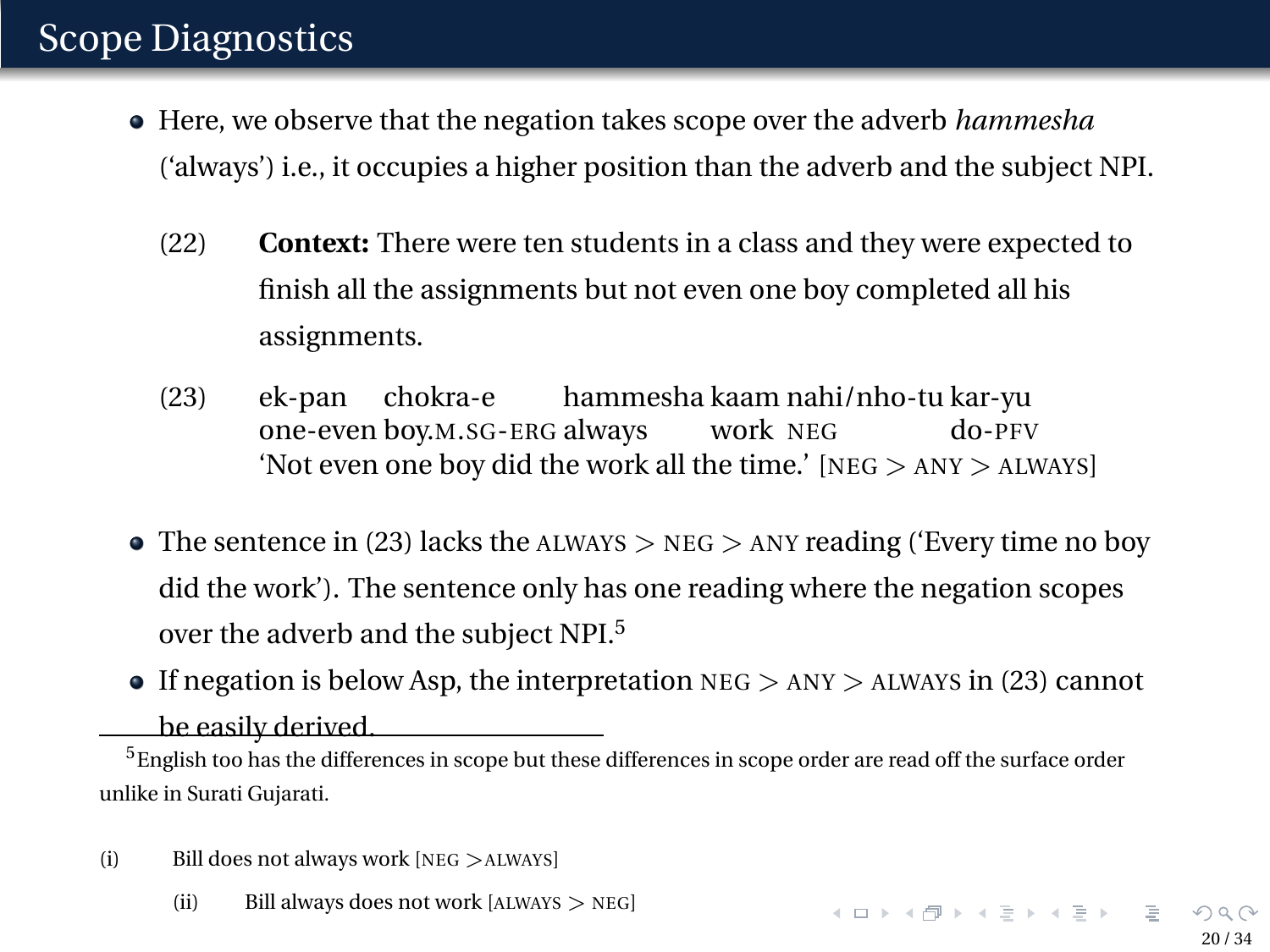# Scope Diagnostics

- Here, we observe that the negation takes scope over the adverb *hammesha* ('always') i.e., it occupies a higher position than the adverb and the subject NPI.

(22) **Context:** There were ten students in a class and they were expected to finish all the assignments but not even one boy completed all his assignments.

(23)

| ek-pan | chokra-e | hammesha | kaam | nahi/nho-tu | kar-yu |
|---|---|---|---|---|---|
| one-even | boy.M.SG-ERG | always | work | NEG | do-PFV |

'Not even one boy did the work all the time.' [NEG > ANY > ALWAYS]

- The sentence in (23) lacks the ALWAYS > NEG > ANY reading ('Every time no boy did the work'). The sentence only has one reading where the negation scopes over the adverb and the subject NPI.[5]
- If negation is below Asp, the interpretation NEG > ANY > ALWAYS in (23) cannot be easily derived.

---

[5] English too has the differences in scope but these differences in scope order are read off the surface order unlike in Surati Gujarati.

(i) Bill does not always work [NEG >ALWAYS]

(ii) Bill always does not work [ALWAYS > NEG]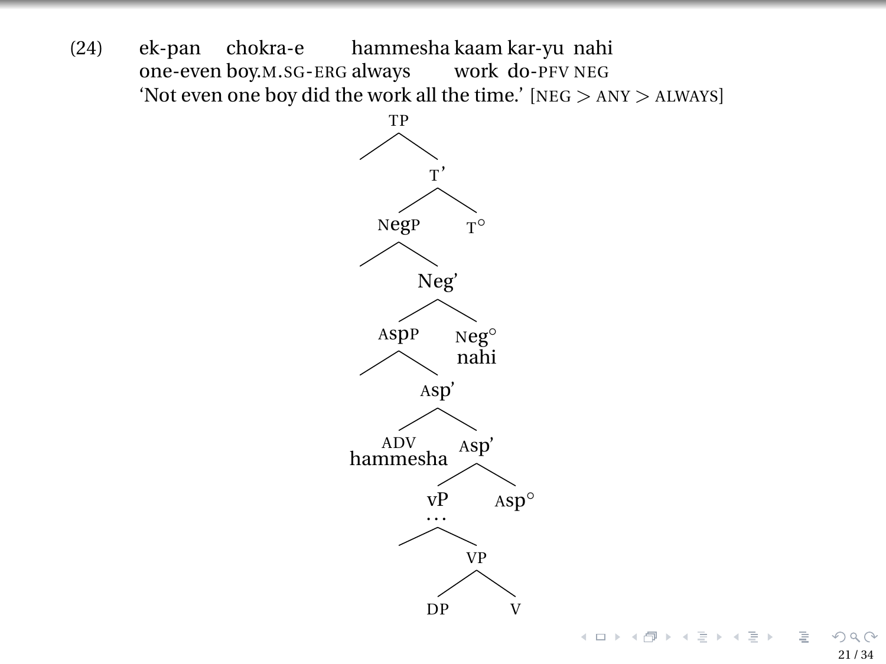(24) ek-pan chokra-e hammesha kaam kar-yu nahi
one-even boy.M.SG-ERG always work do-PFV NEG
'Not even one boy did the work all the time.' [NEG > ANY > ALWAYS]

```
TP
├── 
└── T'
    ├── NegP
    │   ├── 
    │   └── Neg'
    │       ├── AspP
    │       │   ├── 
    │       │   └── Asp'
    │       │       ├── ADV
    │       │       │   hammesha
    │       │       └── Asp'
    │       │           ├── vP
    │       │           │   ...
    │       │           │   ├── 
    │       │           │   └── VP
    │       │           │       ├── DP
    │       │           │       └── V
    │       │           └── Asp°
    │       └── Neg°
    │           nahi
    └── T°
```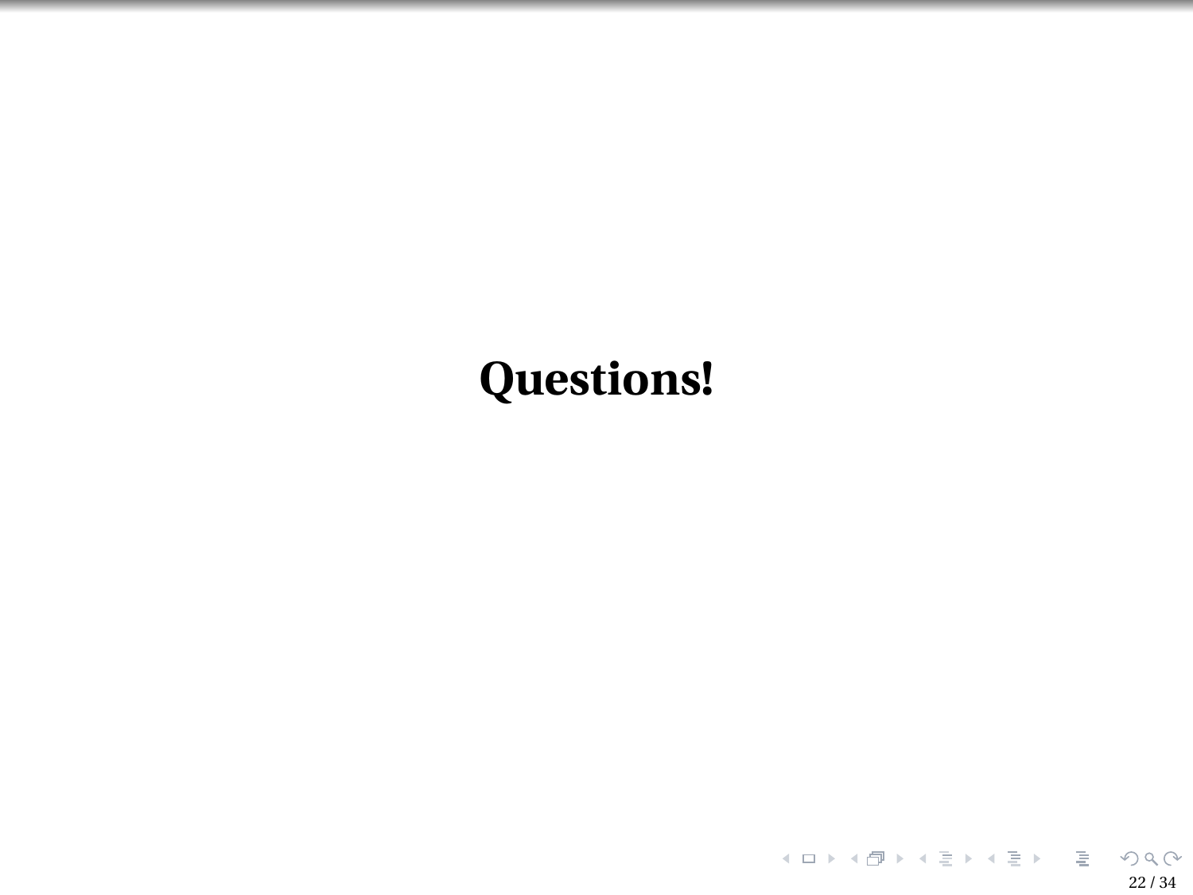**Questions!**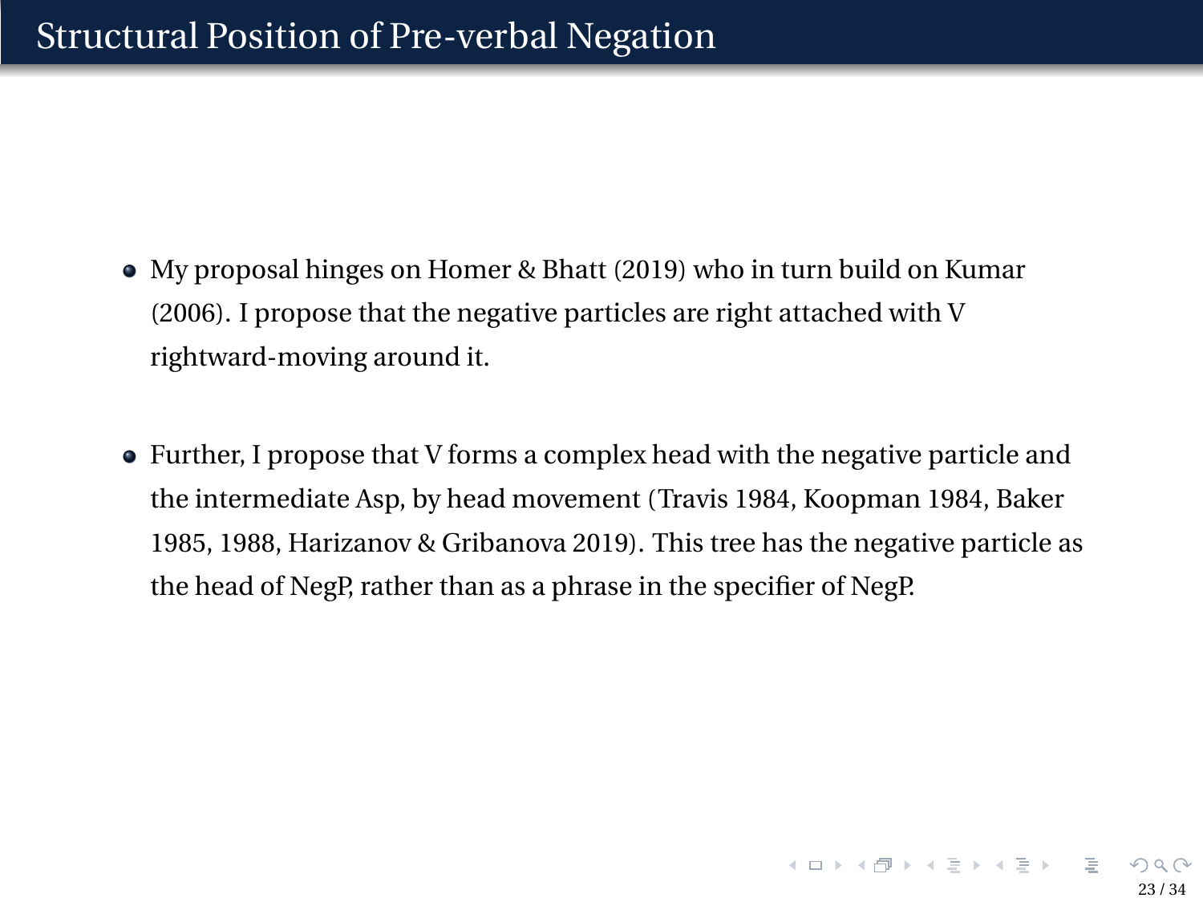# Structural Position of Pre-verbal Negation

- My proposal hinges on Homer & Bhatt (2019) who in turn build on Kumar (2006). I propose that the negative particles are right attached with V rightward-moving around it.

- Further, I propose that V forms a complex head with the negative particle and the intermediate Asp, by head movement (Travis 1984, Koopman 1984, Baker 1985, 1988, Harizanov & Gribanova 2019). This tree has the negative particle as the head of NegP, rather than as a phrase in the specifier of NegP.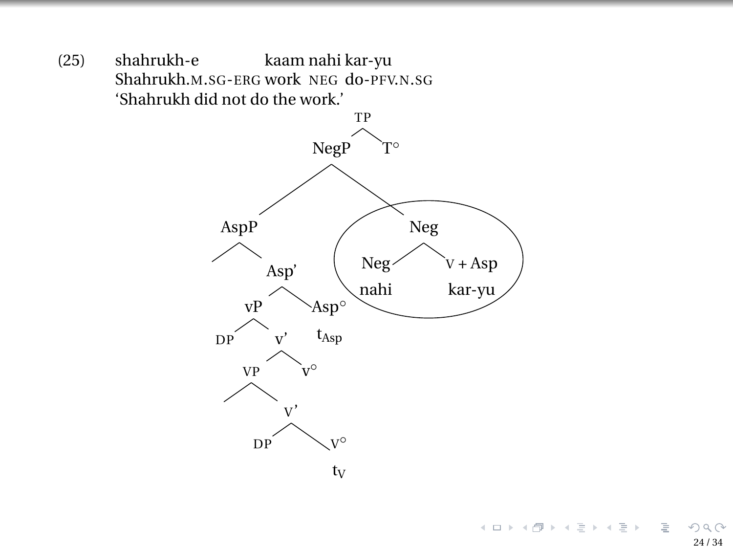(25) shahrukh-e kaam nahi kar-yu
Shahrukh.M.SG-ERG work NEG do-PFV.N.SG
'Shahrukh did not do the work.'

```
TP
├── NegP
│   ├── AspP
│   │   ├── (spec)
│   │   └── Asp'
│   │       ├── vP
│   │       │   ├── DP
│   │       │   └── v'
│   │       │       ├── VP
│   │       │       │   ├── (spec)
│   │       │       │   └── V'
│   │       │       │       ├── DP
│   │       │       │       └── V°
│   │       │       │           t_V
│   │       │       └── v°
│   │       └── Asp°
│   │           t_Asp
│   └── Neg   [circled]
│       ├── Neg
│       │   nahi
│       └── V + Asp
│           kar-yu
└── T°
```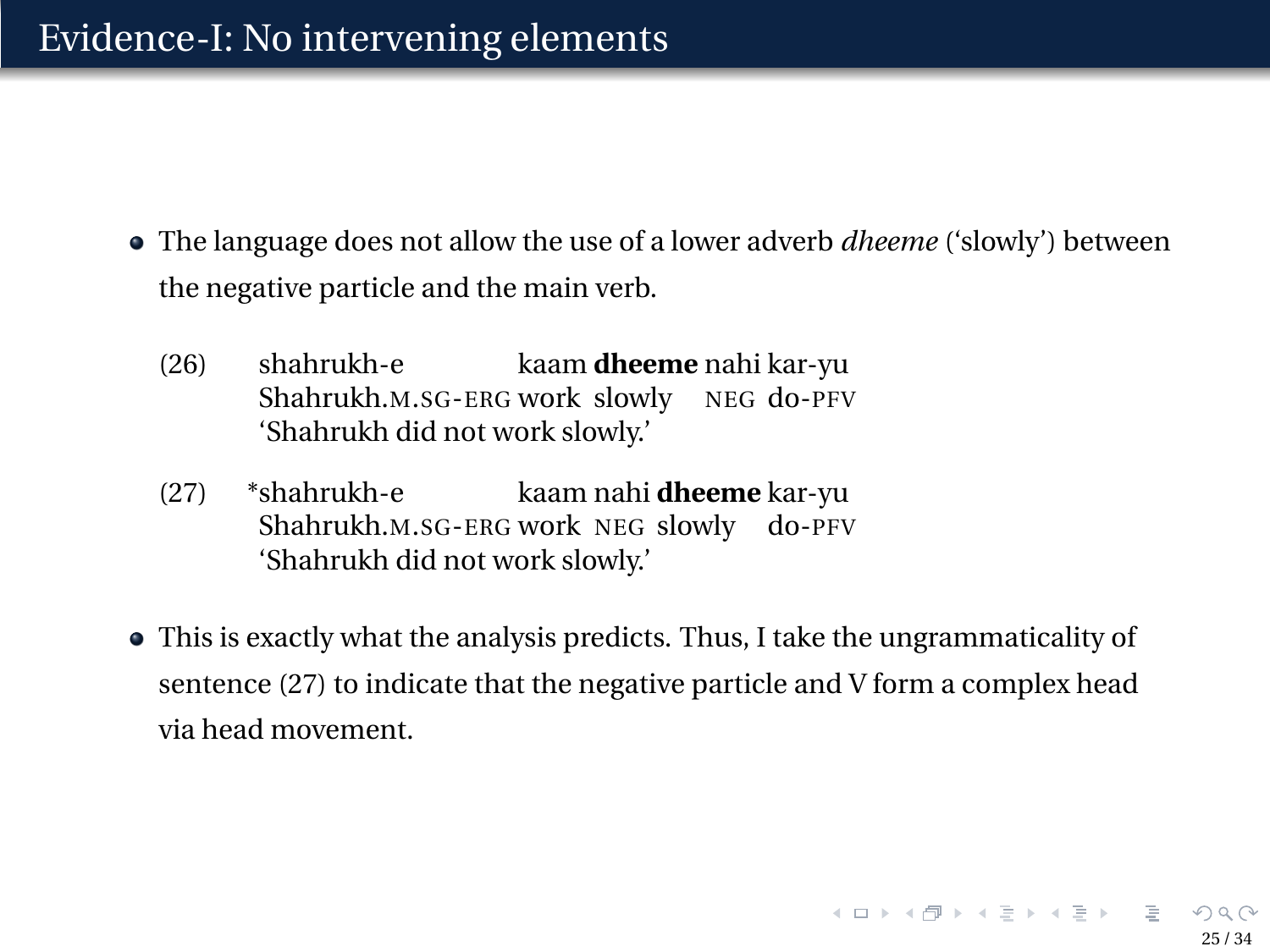# Evidence-I: No intervening elements

- The language does not allow the use of a lower adverb *dheeme* ('slowly') between the negative particle and the main verb.

(26) shahrukh-e kaam **dheeme** nahi kar-yu
Shahrukh.M.SG-ERG work slowly NEG do-PFV
'Shahrukh did not work slowly.'

(27) *shahrukh-e kaam nahi **dheeme** kar-yu
Shahrukh.M.SG-ERG work NEG slowly do-PFV
'Shahrukh did not work slowly.'

- This is exactly what the analysis predicts. Thus, I take the ungrammaticality of sentence (27) to indicate that the negative particle and V form a complex head via head movement.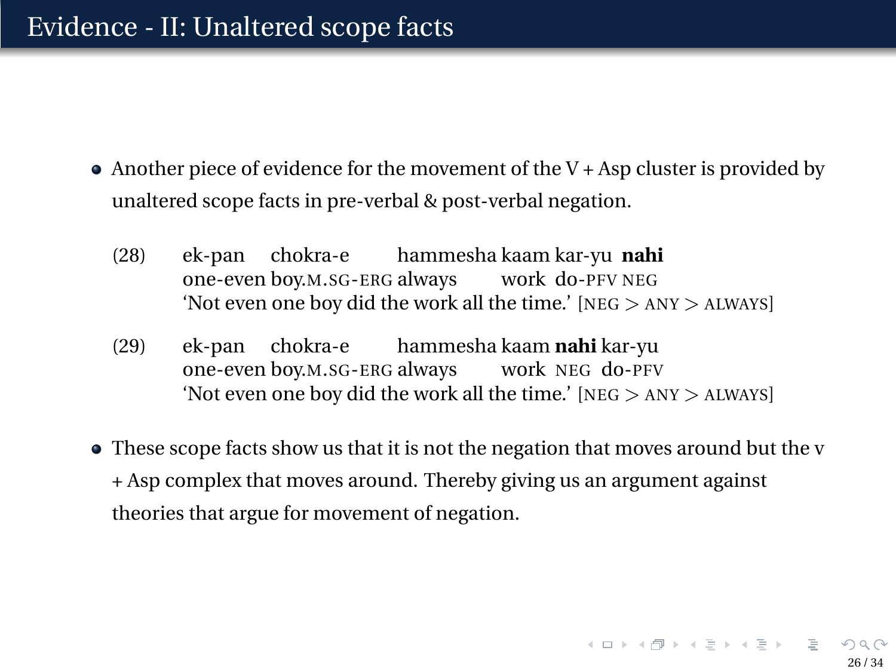# Evidence - II: Unaltered scope facts

- Another piece of evidence for the movement of the V + Asp cluster is provided by unaltered scope facts in pre-verbal & post-verbal negation.

(28) ek-pan chokra-e hammesha kaam kar-yu **nahi**
one-even boy.M.SG-ERG always work do-PFV NEG
'Not even one boy did the work all the time.' [NEG > ANY > ALWAYS]

(29) ek-pan chokra-e hammesha kaam **nahi** kar-yu
one-even boy.M.SG-ERG always work NEG do-PFV
'Not even one boy did the work all the time.' [NEG > ANY > ALWAYS]

- These scope facts show us that it is not the negation that moves around but the v + Asp complex that moves around. Thereby giving us an argument against theories that argue for movement of negation.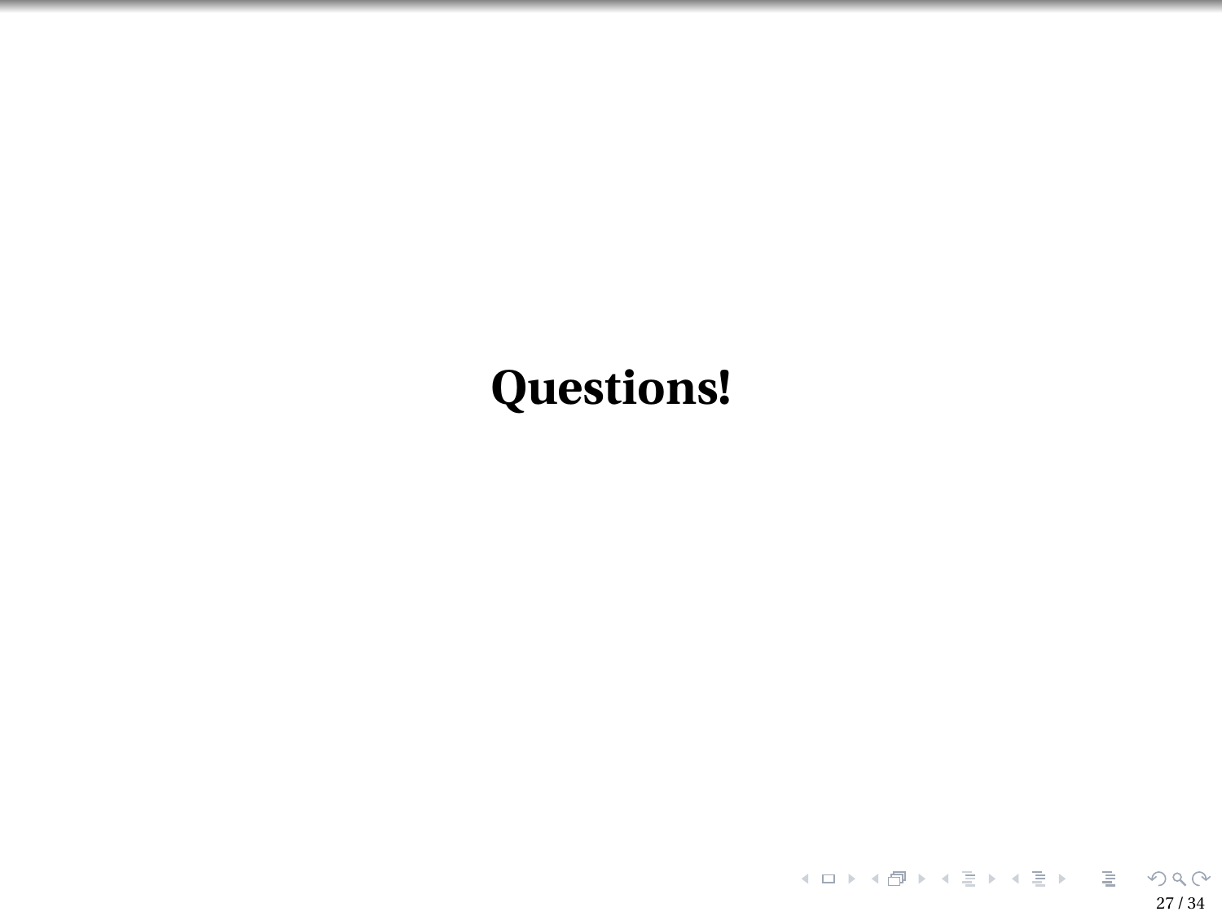**Questions!**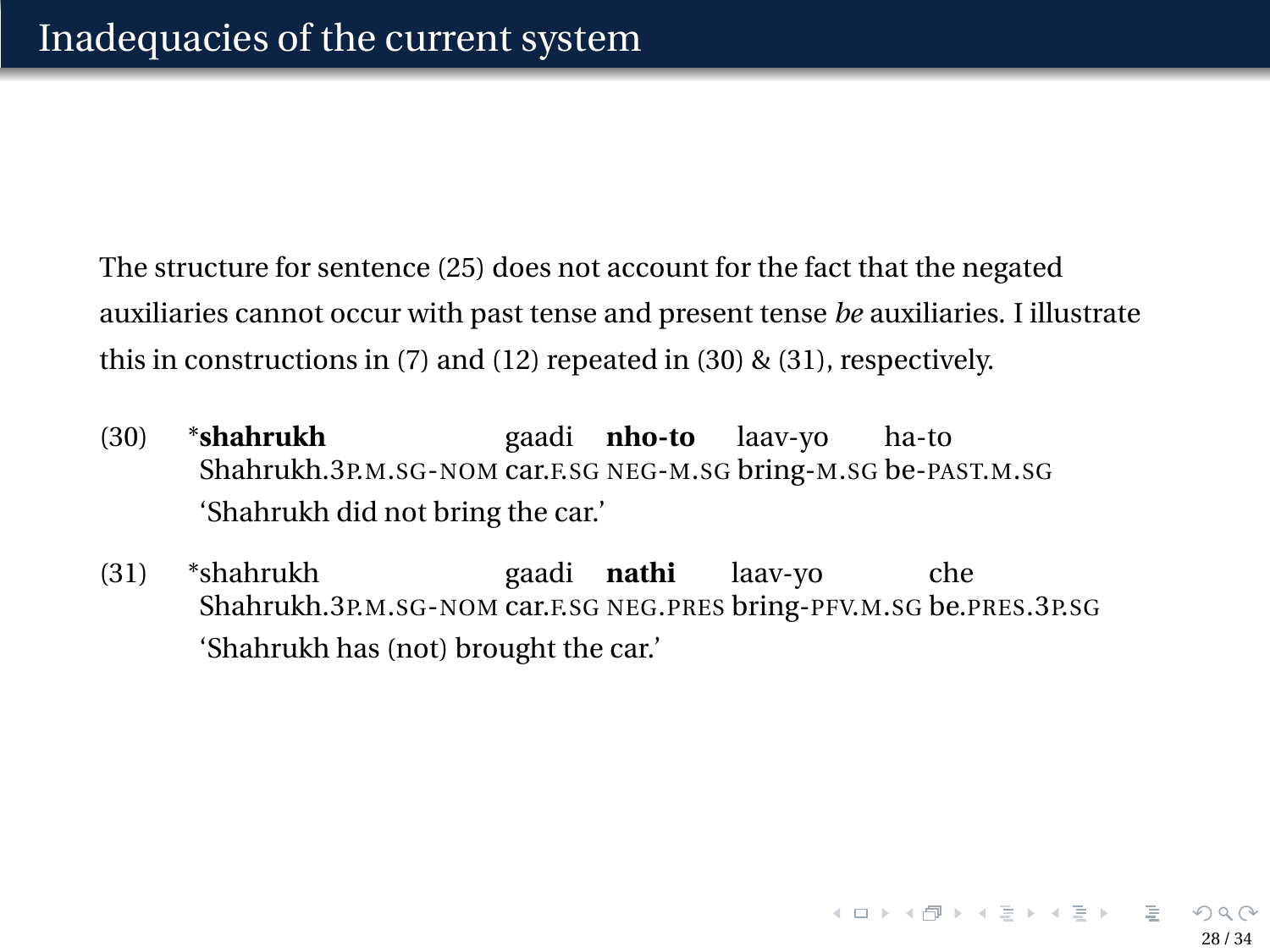## Inadequacies of the current system

The structure for sentence (25) does not account for the fact that the negated auxiliaries cannot occur with past tense and present tense *be* auxiliaries. I illustrate this in constructions in (7) and (12) repeated in (30) & (31), respectively.

(30) *__shahrukh__ gaadi __nho-to__ laav-yo ha-to
Shahrukh.3P.M.SG-NOM car.F.SG NEG-M.SG bring-M.SG be-PAST.M.SG
'Shahrukh did not bring the car.'

(31) *shahrukh gaadi __nathi__ laav-yo che
Shahrukh.3P.M.SG-NOM car.F.SG NEG.PRES bring-PFV.M.SG be.PRES.3P.SG
'Shahrukh has (not) brought the car.'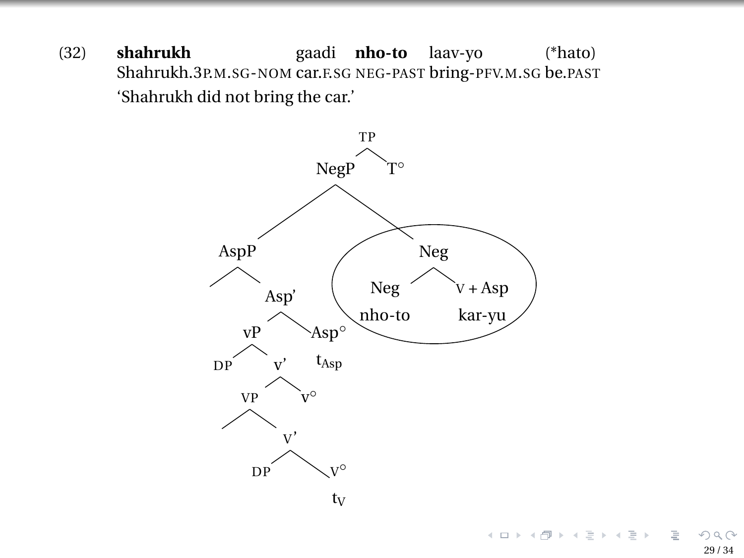(32) **shahrukh** gaadi **nho-to** laav-yo (*hato)

Shahrukh.3P.M.SG-NOM car.F.SG NEG-PAST bring-PFV.M.SG be.PAST

'Shahrukh did not bring the car.'

```
TP
├── NegP
│   ├── AspP
│   │   ├── 
│   │   └── Asp'
│   │       ├── vP
│   │       │   ├── DP
│   │       │   └── v'
│   │       │       ├── VP
│   │       │       │   ├── 
│   │       │       │   └── V'
│   │       │       │       ├── DP
│   │       │       │       └── V°
│   │       │       │           t_V
│   │       │       └── v°
│   │       └── Asp°
│   │           t_Asp
│   └── Neg   (circled)
│       ├── Neg
│       │   nho-to
│       └── V + Asp
│           kar-yu
└── T°
```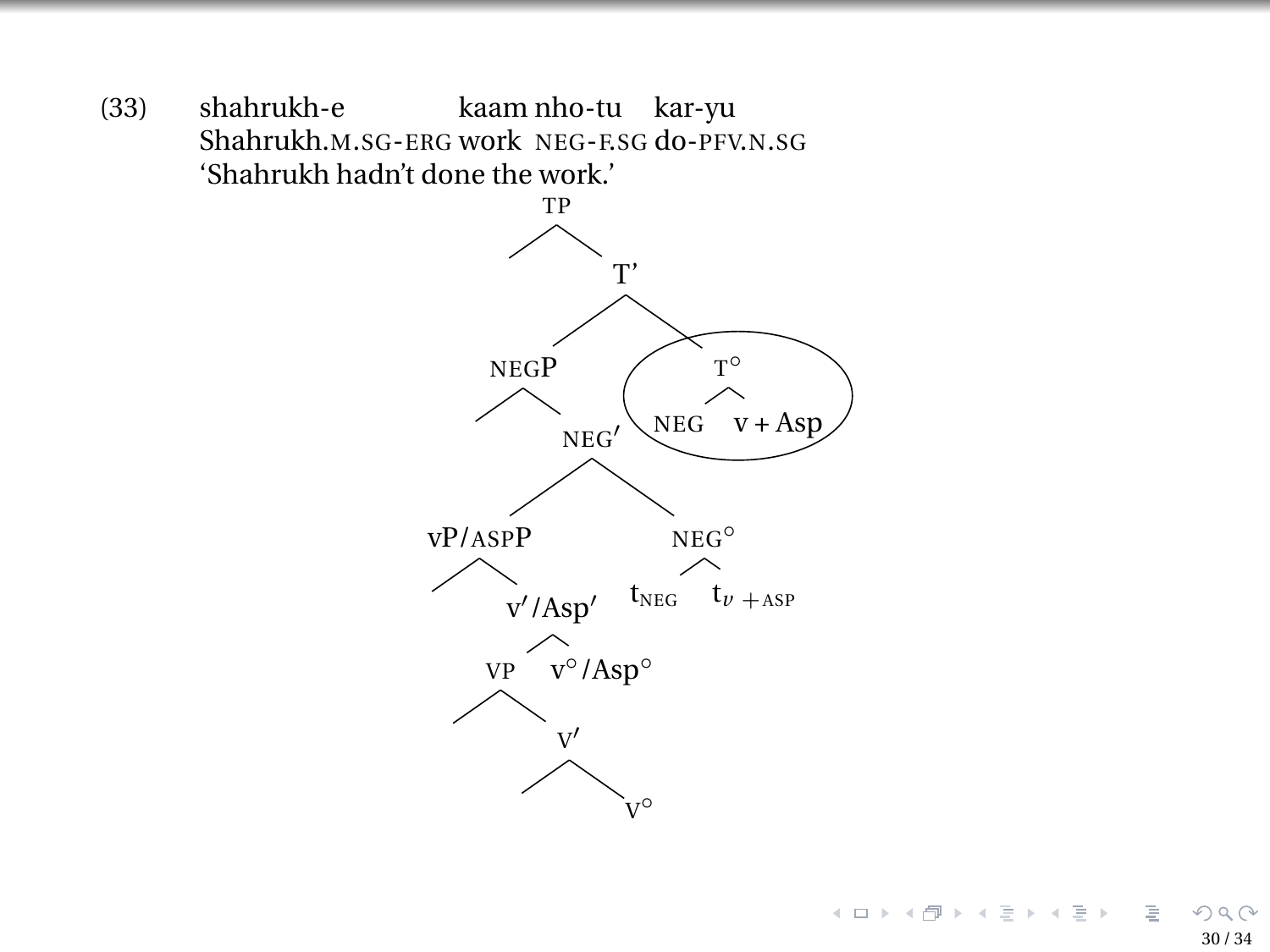(33) shahrukh-e kaam nho-tu kar-yu
Shahrukh.M.SG-ERG work NEG-F.SG do-PFV.N.SG
'Shahrukh hadn't done the work.'

```
TP
└── T'
    ├── NEGP
    │   └── NEG'
    │       ├── vP/ASPP
    │       │   └── v'/Asp'
    │       │       ├── VP
    │       │       │   └── V'
    │       │       │       └── V°
    │       │       └── v°/Asp°
    │       └── NEG°
    │           ├── t_NEG
    │           └── t_v +ASP
    └── T°
        ├── NEG
        └── v + Asp
```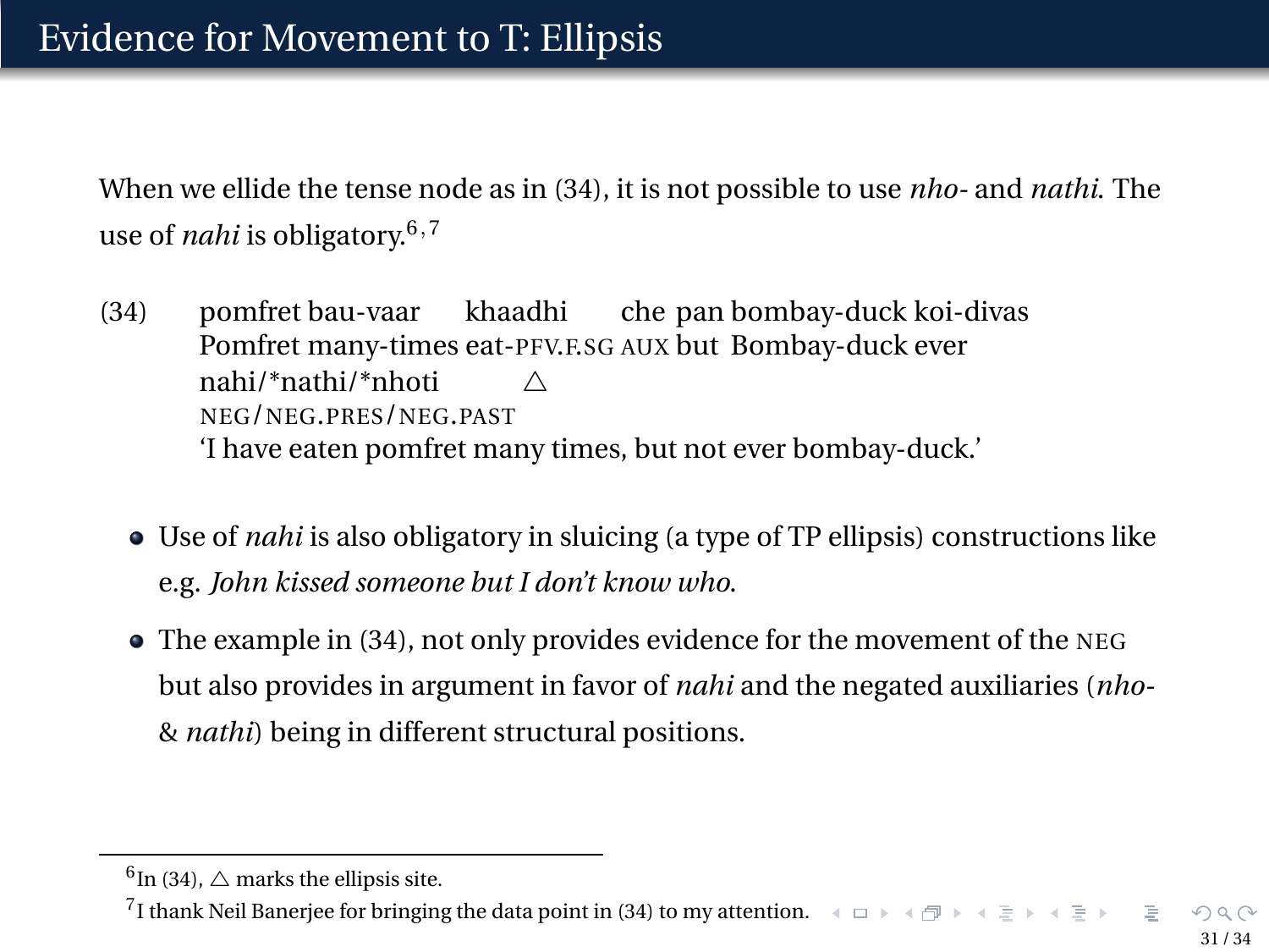# Evidence for Movement to T: Ellipsis

When we ellide the tense node as in (34), it is not possible to use *nho-* and *nathi*. The use of *nahi* is obligatory.[6,7]

(34) pomfret bau-vaar khaadhi che pan bombay-duck koi-divas
Pomfret many-times eat-PFV.F.SG AUX but Bombay-duck ever
nahi/\*nathi/\*nhoti △
NEG/NEG.PRES/NEG.PAST
'I have eaten pomfret many times, but not ever bombay-duck.'

- Use of *nahi* is also obligatory in sluicing (a type of TP ellipsis) constructions like e.g. *John kissed someone but I don't know who.*
- The example in (34), not only provides evidence for the movement of the NEG but also provides in argument in favor of *nahi* and the negated auxiliaries (*nho-* & *nathi*) being in different structural positions.

---

[6] In (34), △ marks the ellipsis site.

[7] I thank Neil Banerjee for bringing the data point in (34) to my attention.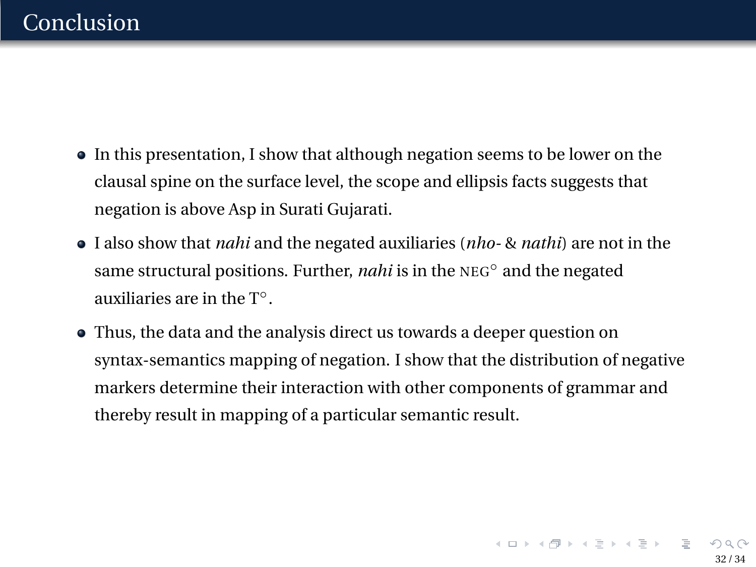# Conclusion

- In this presentation, I show that although negation seems to be lower on the clausal spine on the surface level, the scope and ellipsis facts suggests that negation is above Asp in Surati Gujarati.
- I also show that *nahi* and the negated auxiliaries (*nho-* & *nathi*) are not in the same structural positions. Further, *nahi* is in the NEG° and the negated auxiliaries are in the T°.
- Thus, the data and the analysis direct us towards a deeper question on syntax-semantics mapping of negation. I show that the distribution of negative markers determine their interaction with other components of grammar and thereby result in mapping of a particular semantic result.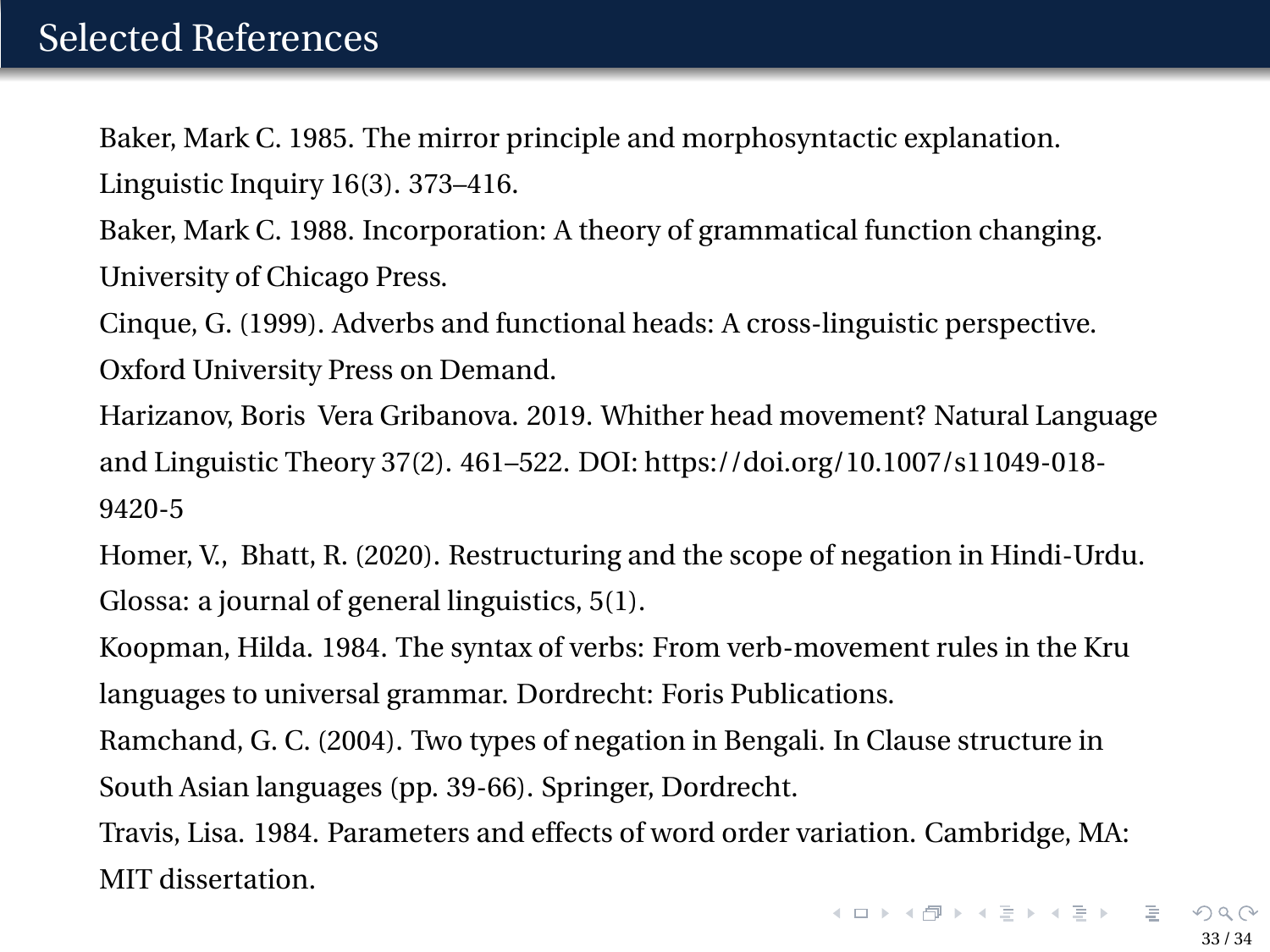# Selected References

Baker, Mark C. 1985. The mirror principle and morphosyntactic explanation. Linguistic Inquiry 16(3). 373–416.

Baker, Mark C. 1988. Incorporation: A theory of grammatical function changing. University of Chicago Press.

Cinque, G. (1999). Adverbs and functional heads: A cross-linguistic perspective. Oxford University Press on Demand.

Harizanov, Boris  Vera Gribanova. 2019. Whither head movement? Natural Language and Linguistic Theory 37(2). 461–522. DOI: https://doi.org/10.1007/s11049-018-9420-5

Homer, V.,  Bhatt, R. (2020). Restructuring and the scope of negation in Hindi-Urdu. Glossa: a journal of general linguistics, 5(1).

Koopman, Hilda. 1984. The syntax of verbs: From verb-movement rules in the Kru languages to universal grammar. Dordrecht: Foris Publications.

Ramchand, G. C. (2004). Two types of negation in Bengali. In Clause structure in South Asian languages (pp. 39-66). Springer, Dordrecht.

Travis, Lisa. 1984. Parameters and effects of word order variation. Cambridge, MA: MIT dissertation.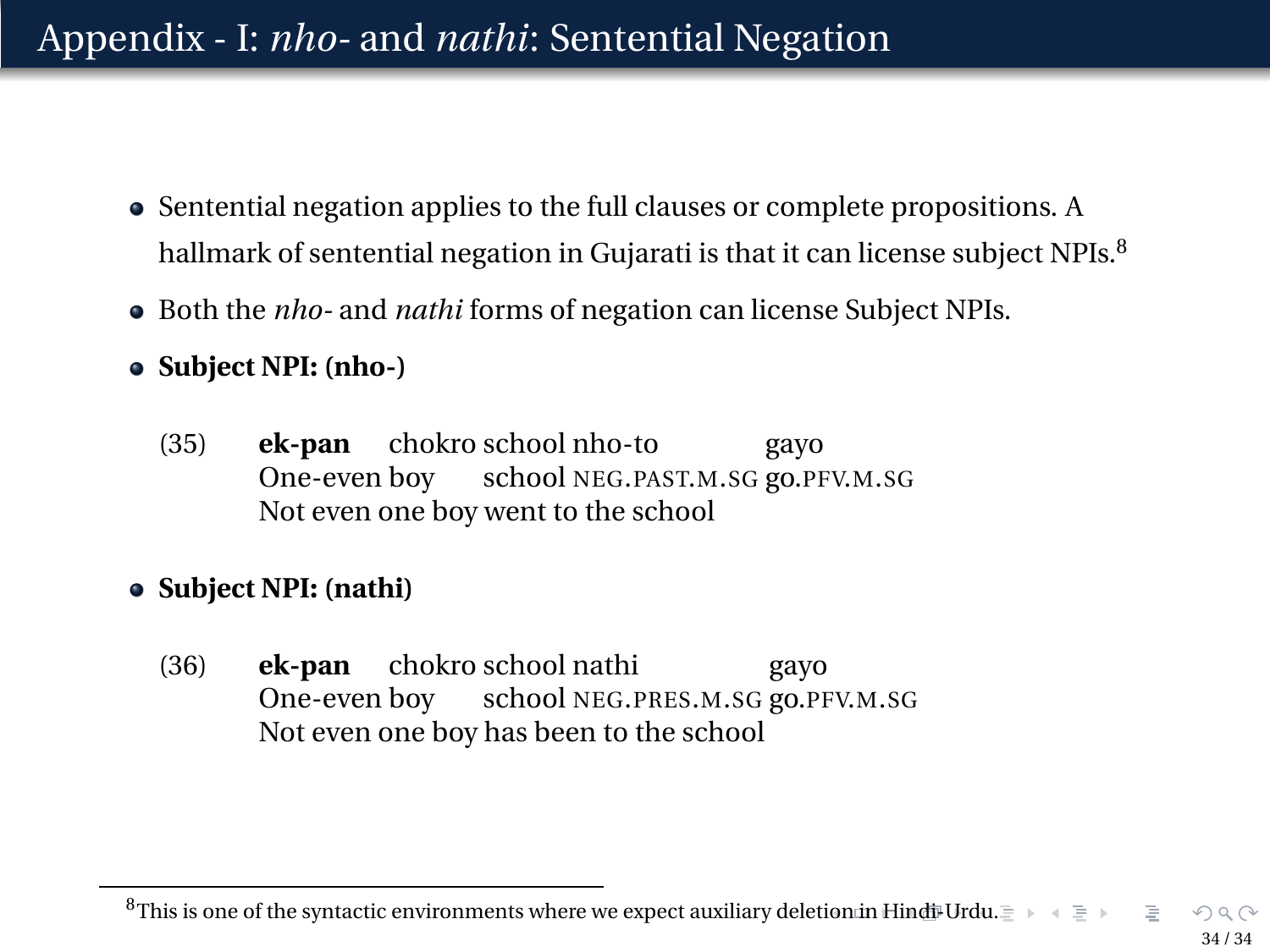# Appendix - I: *nho-* and *nathi*: Sentential Negation

- Sentential negation applies to the full clauses or complete propositions. A hallmark of sentential negation in Gujarati is that it can license subject NPIs.[8]
- Both the *nho-* and *nathi* forms of negation can license Subject NPIs.
- **Subject NPI: (nho-)**

(35) **ek-pan** chokro school nho-to gayo
One-even boy school NEG.PAST.M.SG go.PFV.M.SG
Not even one boy went to the school

- **Subject NPI: (nathi)**

(36) **ek-pan** chokro school nathi gayo
One-even boy school NEG.PRES.M.SG go.PFV.M.SG
Not even one boy has been to the school

[8]This is one of the syntactic environments where we expect auxiliary deletion in Hindi-Urdu.